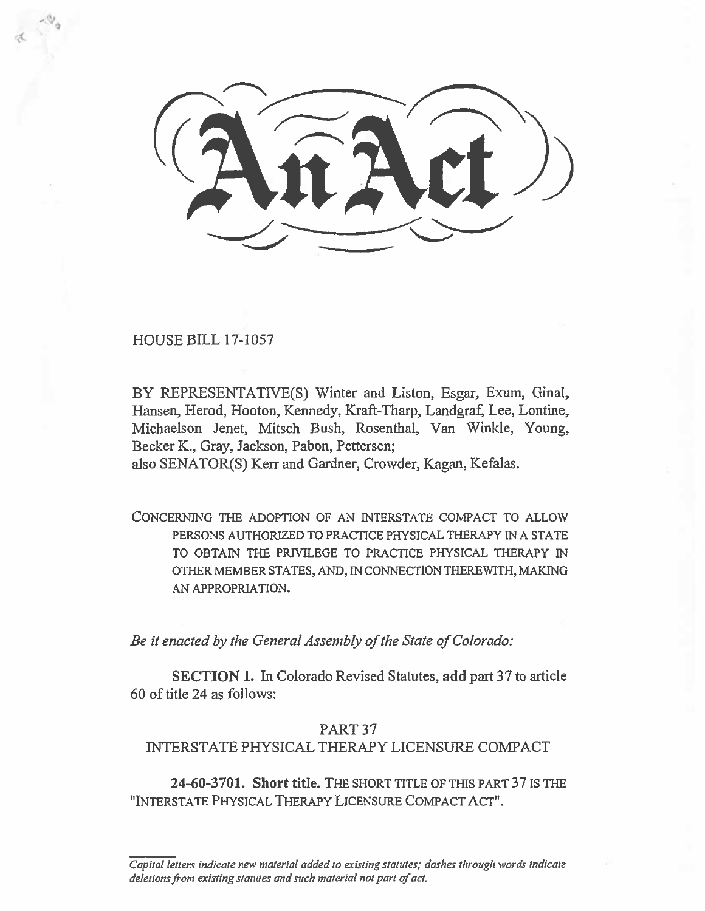# An Act

HOUSE BILL 17-1057

BY REPRESENTATIVE(S) Winter and Liston, Esgar, Exum, Ginal, Hansen, Herod, Hooton, Kennedy, Kraft-Tharp, Landgraf, Lee, Lontine, Michaelson Jenet, Mitsch Bush, Rosenthal, Van Winkle, Young, Becker K., Gray, Jackson, Pabon, Pettersen;
also SENATOR(S) Kerr and Gardner, Crowder, Kagan, Kefalas.

CONCERNING THE ADOPTION OF AN INTERSTATE COMPACT TO ALLOW PERSONS AUTHORIZED TO PRACTICE PHYSICAL THERAPY IN A STATE TO OBTAIN THE PRIVILEGE TO PRACTICE PHYSICAL THERAPY IN OTHER MEMBER STATES, AND, IN CONNECTION THEREWITH, MAKING AN APPROPRIATION.

*Be it enacted by the General Assembly of the State of Colorado:*

**SECTION 1.** In Colorado Revised Statutes, **add** part 37 to article 60 of title 24 as follows:

## PART 37
## INTERSTATE PHYSICAL THERAPY LICENSURE COMPACT

**24-60-3701. Short title.** THE SHORT TITLE OF THIS PART 37 IS THE "INTERSTATE PHYSICAL THERAPY LICENSURE COMPACT ACT".

*Capital letters indicate new material added to existing statutes; dashes through words indicate deletions from existing statutes and such material not part of act.*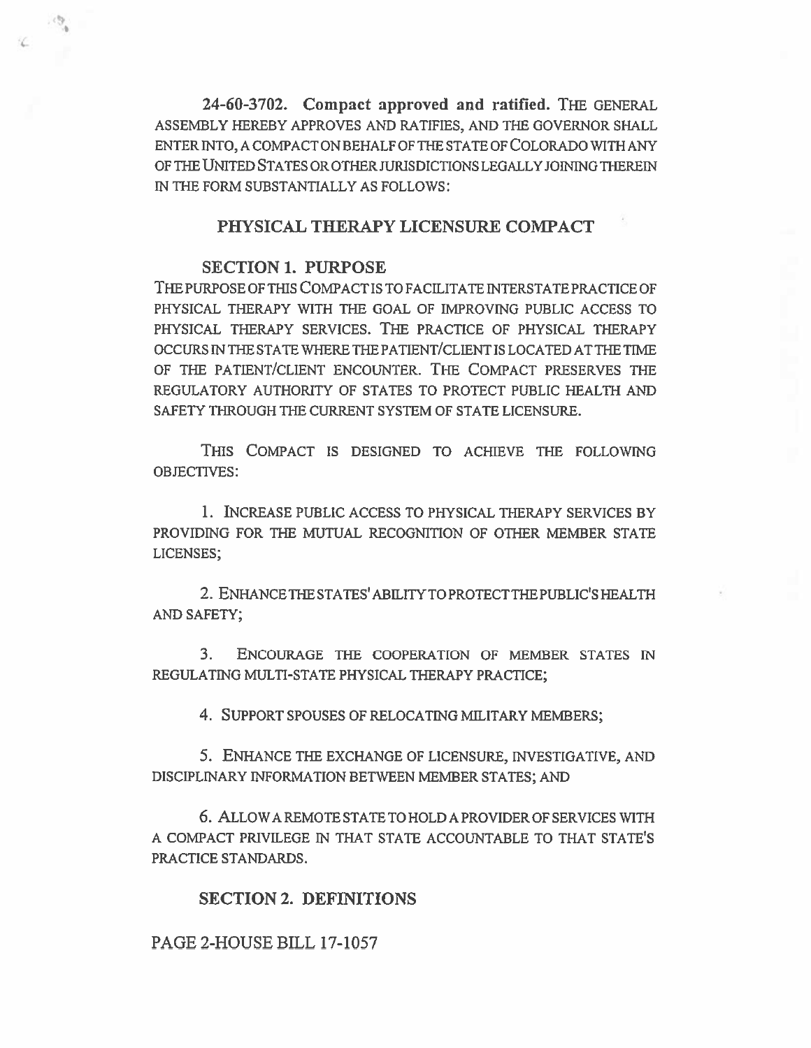**24-60-3702. Compact approved and ratified.** THE GENERAL ASSEMBLY HEREBY APPROVES AND RATIFIES, AND THE GOVERNOR SHALL ENTER INTO, A COMPACT ON BEHALF OF THE STATE OF COLORADO WITH ANY OF THE UNITED STATES OR OTHER JURISDICTIONS LEGALLY JOINING THEREIN IN THE FORM SUBSTANTIALLY AS FOLLOWS:

## PHYSICAL THERAPY LICENSURE COMPACT

### SECTION 1. PURPOSE

THE PURPOSE OF THIS COMPACT IS TO FACILITATE INTERSTATE PRACTICE OF PHYSICAL THERAPY WITH THE GOAL OF IMPROVING PUBLIC ACCESS TO PHYSICAL THERAPY SERVICES. THE PRACTICE OF PHYSICAL THERAPY OCCURS IN THE STATE WHERE THE PATIENT/CLIENT IS LOCATED AT THE TIME OF THE PATIENT/CLIENT ENCOUNTER. THE COMPACT PRESERVES THE REGULATORY AUTHORITY OF STATES TO PROTECT PUBLIC HEALTH AND SAFETY THROUGH THE CURRENT SYSTEM OF STATE LICENSURE.

THIS COMPACT IS DESIGNED TO ACHIEVE THE FOLLOWING OBJECTIVES:

1. INCREASE PUBLIC ACCESS TO PHYSICAL THERAPY SERVICES BY PROVIDING FOR THE MUTUAL RECOGNITION OF OTHER MEMBER STATE LICENSES;

2. ENHANCE THE STATES' ABILITY TO PROTECT THE PUBLIC'S HEALTH AND SAFETY;

3. ENCOURAGE THE COOPERATION OF MEMBER STATES IN REGULATING MULTI-STATE PHYSICAL THERAPY PRACTICE;

4. SUPPORT SPOUSES OF RELOCATING MILITARY MEMBERS;

5. ENHANCE THE EXCHANGE OF LICENSURE, INVESTIGATIVE, AND DISCIPLINARY INFORMATION BETWEEN MEMBER STATES; AND

6. ALLOW A REMOTE STATE TO HOLD A PROVIDER OF SERVICES WITH A COMPACT PRIVILEGE IN THAT STATE ACCOUNTABLE TO THAT STATE'S PRACTICE STANDARDS.

### SECTION 2. DEFINITIONS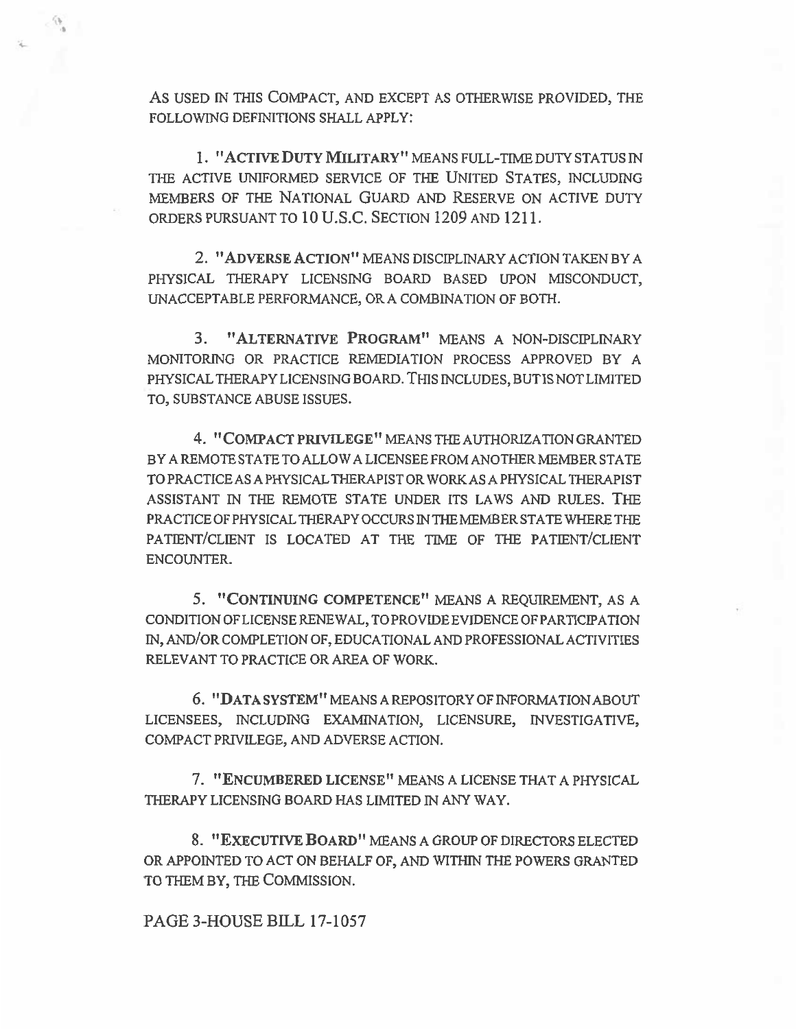AS USED IN THIS COMPACT, AND EXCEPT AS OTHERWISE PROVIDED, THE FOLLOWING DEFINITIONS SHALL APPLY:

1. "**ACTIVE DUTY MILITARY**" MEANS FULL-TIME DUTY STATUS IN THE ACTIVE UNIFORMED SERVICE OF THE UNITED STATES, INCLUDING MEMBERS OF THE NATIONAL GUARD AND RESERVE ON ACTIVE DUTY ORDERS PURSUANT TO 10 U.S.C. SECTION 1209 AND 1211.

2. "**ADVERSE ACTION**" MEANS DISCIPLINARY ACTION TAKEN BY A PHYSICAL THERAPY LICENSING BOARD BASED UPON MISCONDUCT, UNACCEPTABLE PERFORMANCE, OR A COMBINATION OF BOTH.

3. "**ALTERNATIVE PROGRAM**" MEANS A NON-DISCIPLINARY MONITORING OR PRACTICE REMEDIATION PROCESS APPROVED BY A PHYSICAL THERAPY LICENSING BOARD. THIS INCLUDES, BUT IS NOT LIMITED TO, SUBSTANCE ABUSE ISSUES.

4. "**COMPACT PRIVILEGE**" MEANS THE AUTHORIZATION GRANTED BY A REMOTE STATE TO ALLOW A LICENSEE FROM ANOTHER MEMBER STATE TO PRACTICE AS A PHYSICAL THERAPIST OR WORK AS A PHYSICAL THERAPIST ASSISTANT IN THE REMOTE STATE UNDER ITS LAWS AND RULES. THE PRACTICE OF PHYSICAL THERAPY OCCURS IN THE MEMBER STATE WHERE THE PATIENT/CLIENT IS LOCATED AT THE TIME OF THE PATIENT/CLIENT ENCOUNTER.

5. "**CONTINUING COMPETENCE**" MEANS A REQUIREMENT, AS A CONDITION OF LICENSE RENEWAL, TO PROVIDE EVIDENCE OF PARTICIPATION IN, AND/OR COMPLETION OF, EDUCATIONAL AND PROFESSIONAL ACTIVITIES RELEVANT TO PRACTICE OR AREA OF WORK.

6. "**DATA SYSTEM**" MEANS A REPOSITORY OF INFORMATION ABOUT LICENSEES, INCLUDING EXAMINATION, LICENSURE, INVESTIGATIVE, COMPACT PRIVILEGE, AND ADVERSE ACTION.

7. "**ENCUMBERED LICENSE**" MEANS A LICENSE THAT A PHYSICAL THERAPY LICENSING BOARD HAS LIMITED IN ANY WAY.

8. "**EXECUTIVE BOARD**" MEANS A GROUP OF DIRECTORS ELECTED OR APPOINTED TO ACT ON BEHALF OF, AND WITHIN THE POWERS GRANTED TO THEM BY, THE COMMISSION.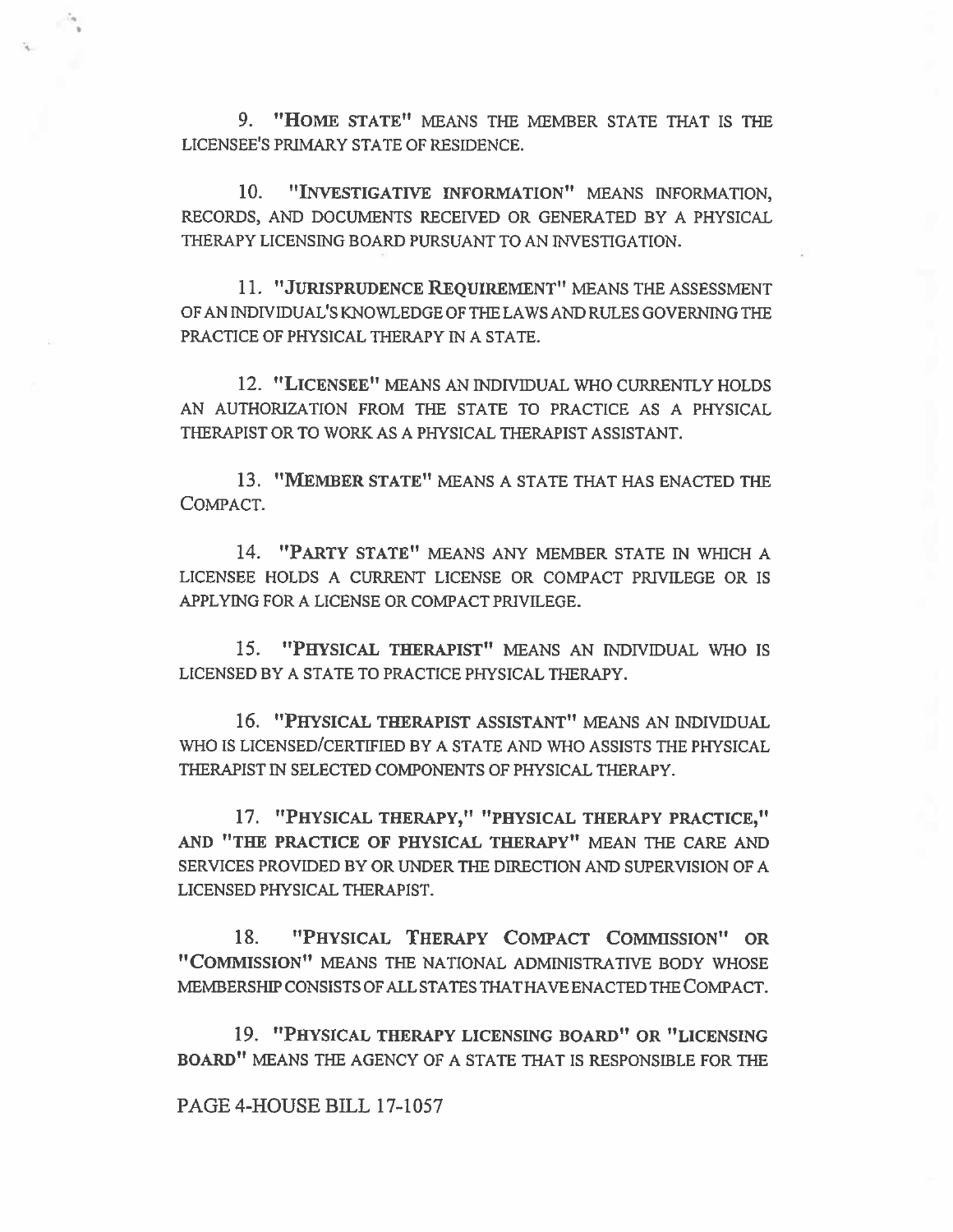9. "HOME STATE" MEANS THE MEMBER STATE THAT IS THE LICENSEE'S PRIMARY STATE OF RESIDENCE.

10. "INVESTIGATIVE INFORMATION" MEANS INFORMATION, RECORDS, AND DOCUMENTS RECEIVED OR GENERATED BY A PHYSICAL THERAPY LICENSING BOARD PURSUANT TO AN INVESTIGATION.

11. "JURISPRUDENCE REQUIREMENT" MEANS THE ASSESSMENT OF AN INDIVIDUAL'S KNOWLEDGE OF THE LAWS AND RULES GOVERNING THE PRACTICE OF PHYSICAL THERAPY IN A STATE.

12. "LICENSEE" MEANS AN INDIVIDUAL WHO CURRENTLY HOLDS AN AUTHORIZATION FROM THE STATE TO PRACTICE AS A PHYSICAL THERAPIST OR TO WORK AS A PHYSICAL THERAPIST ASSISTANT.

13. "MEMBER STATE" MEANS A STATE THAT HAS ENACTED THE COMPACT.

14. "PARTY STATE" MEANS ANY MEMBER STATE IN WHICH A LICENSEE HOLDS A CURRENT LICENSE OR COMPACT PRIVILEGE OR IS APPLYING FOR A LICENSE OR COMPACT PRIVILEGE.

15. "PHYSICAL THERAPIST" MEANS AN INDIVIDUAL WHO IS LICENSED BY A STATE TO PRACTICE PHYSICAL THERAPY.

16. "PHYSICAL THERAPIST ASSISTANT" MEANS AN INDIVIDUAL WHO IS LICENSED/CERTIFIED BY A STATE AND WHO ASSISTS THE PHYSICAL THERAPIST IN SELECTED COMPONENTS OF PHYSICAL THERAPY.

17. "PHYSICAL THERAPY," "PHYSICAL THERAPY PRACTICE," AND "THE PRACTICE OF PHYSICAL THERAPY" MEAN THE CARE AND SERVICES PROVIDED BY OR UNDER THE DIRECTION AND SUPERVISION OF A LICENSED PHYSICAL THERAPIST.

18. "PHYSICAL THERAPY COMPACT COMMISSION" OR "COMMISSION" MEANS THE NATIONAL ADMINISTRATIVE BODY WHOSE MEMBERSHIP CONSISTS OF ALL STATES THAT HAVE ENACTED THE COMPACT.

19. "PHYSICAL THERAPY LICENSING BOARD" OR "LICENSING BOARD" MEANS THE AGENCY OF A STATE THAT IS RESPONSIBLE FOR THE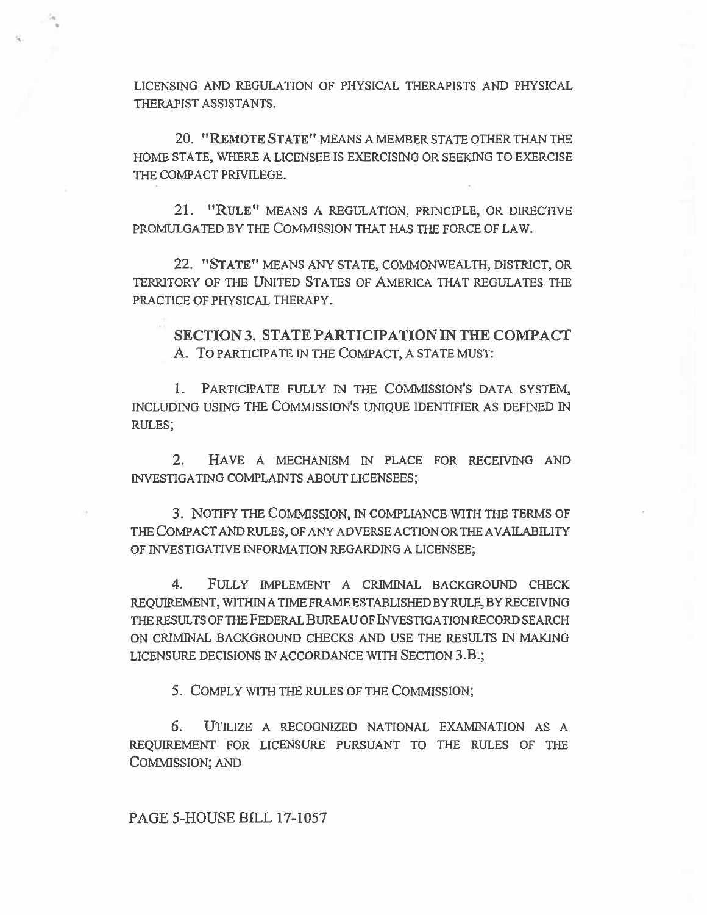LICENSING AND REGULATION OF PHYSICAL THERAPISTS AND PHYSICAL THERAPIST ASSISTANTS.

20. "REMOTE STATE" MEANS A MEMBER STATE OTHER THAN THE HOME STATE, WHERE A LICENSEE IS EXERCISING OR SEEKING TO EXERCISE THE COMPACT PRIVILEGE.

21. "RULE" MEANS A REGULATION, PRINCIPLE, OR DIRECTIVE PROMULGATED BY THE COMMISSION THAT HAS THE FORCE OF LAW.

22. "STATE" MEANS ANY STATE, COMMONWEALTH, DISTRICT, OR TERRITORY OF THE UNITED STATES OF AMERICA THAT REGULATES THE PRACTICE OF PHYSICAL THERAPY.

## SECTION 3. STATE PARTICIPATION IN THE COMPACT

A. TO PARTICIPATE IN THE COMPACT, A STATE MUST:

1. PARTICIPATE FULLY IN THE COMMISSION'S DATA SYSTEM, INCLUDING USING THE COMMISSION'S UNIQUE IDENTIFIER AS DEFINED IN RULES;

2. HAVE A MECHANISM IN PLACE FOR RECEIVING AND INVESTIGATING COMPLAINTS ABOUT LICENSEES;

3. NOTIFY THE COMMISSION, IN COMPLIANCE WITH THE TERMS OF THE COMPACT AND RULES, OF ANY ADVERSE ACTION OR THE AVAILABILITY OF INVESTIGATIVE INFORMATION REGARDING A LICENSEE;

4. FULLY IMPLEMENT A CRIMINAL BACKGROUND CHECK REQUIREMENT, WITHIN A TIME FRAME ESTABLISHED BY RULE, BY RECEIVING THE RESULTS OF THE FEDERAL BUREAU OF INVESTIGATION RECORD SEARCH ON CRIMINAL BACKGROUND CHECKS AND USE THE RESULTS IN MAKING LICENSURE DECISIONS IN ACCORDANCE WITH SECTION 3.B.;

5. COMPLY WITH THE RULES OF THE COMMISSION;

6. UTILIZE A RECOGNIZED NATIONAL EXAMINATION AS A REQUIREMENT FOR LICENSURE PURSUANT TO THE RULES OF THE COMMISSION; AND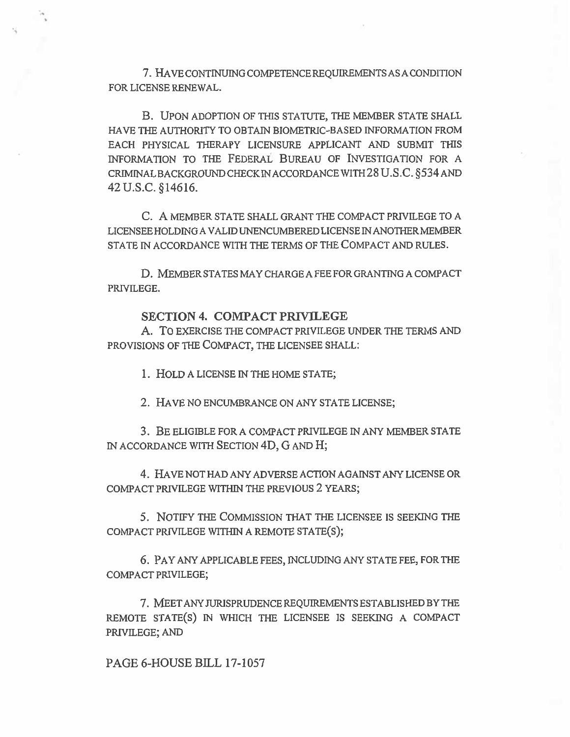7. HAVE CONTINUING COMPETENCE REQUIREMENTS AS A CONDITION FOR LICENSE RENEWAL.

B. UPON ADOPTION OF THIS STATUTE, THE MEMBER STATE SHALL HAVE THE AUTHORITY TO OBTAIN BIOMETRIC-BASED INFORMATION FROM EACH PHYSICAL THERAPY LICENSURE APPLICANT AND SUBMIT THIS INFORMATION TO THE FEDERAL BUREAU OF INVESTIGATION FOR A CRIMINAL BACKGROUND CHECK IN ACCORDANCE WITH 28 U.S.C. §534 AND 42 U.S.C. §14616.

C. A MEMBER STATE SHALL GRANT THE COMPACT PRIVILEGE TO A LICENSEE HOLDING A VALID UNENCUMBERED LICENSE IN ANOTHER MEMBER STATE IN ACCORDANCE WITH THE TERMS OF THE COMPACT AND RULES.

D. MEMBER STATES MAY CHARGE A FEE FOR GRANTING A COMPACT PRIVILEGE.

## SECTION 4. COMPACT PRIVILEGE

A. TO EXERCISE THE COMPACT PRIVILEGE UNDER THE TERMS AND PROVISIONS OF THE COMPACT, THE LICENSEE SHALL:

1. HOLD A LICENSE IN THE HOME STATE;

2. HAVE NO ENCUMBRANCE ON ANY STATE LICENSE;

3. BE ELIGIBLE FOR A COMPACT PRIVILEGE IN ANY MEMBER STATE IN ACCORDANCE WITH SECTION 4D, G AND H;

4. HAVE NOT HAD ANY ADVERSE ACTION AGAINST ANY LICENSE OR COMPACT PRIVILEGE WITHIN THE PREVIOUS 2 YEARS;

5. NOTIFY THE COMMISSION THAT THE LICENSEE IS SEEKING THE COMPACT PRIVILEGE WITHIN A REMOTE STATE(S);

6. PAY ANY APPLICABLE FEES, INCLUDING ANY STATE FEE, FOR THE COMPACT PRIVILEGE;

7. MEET ANY JURISPRUDENCE REQUIREMENTS ESTABLISHED BY THE REMOTE STATE(S) IN WHICH THE LICENSEE IS SEEKING A COMPACT PRIVILEGE; AND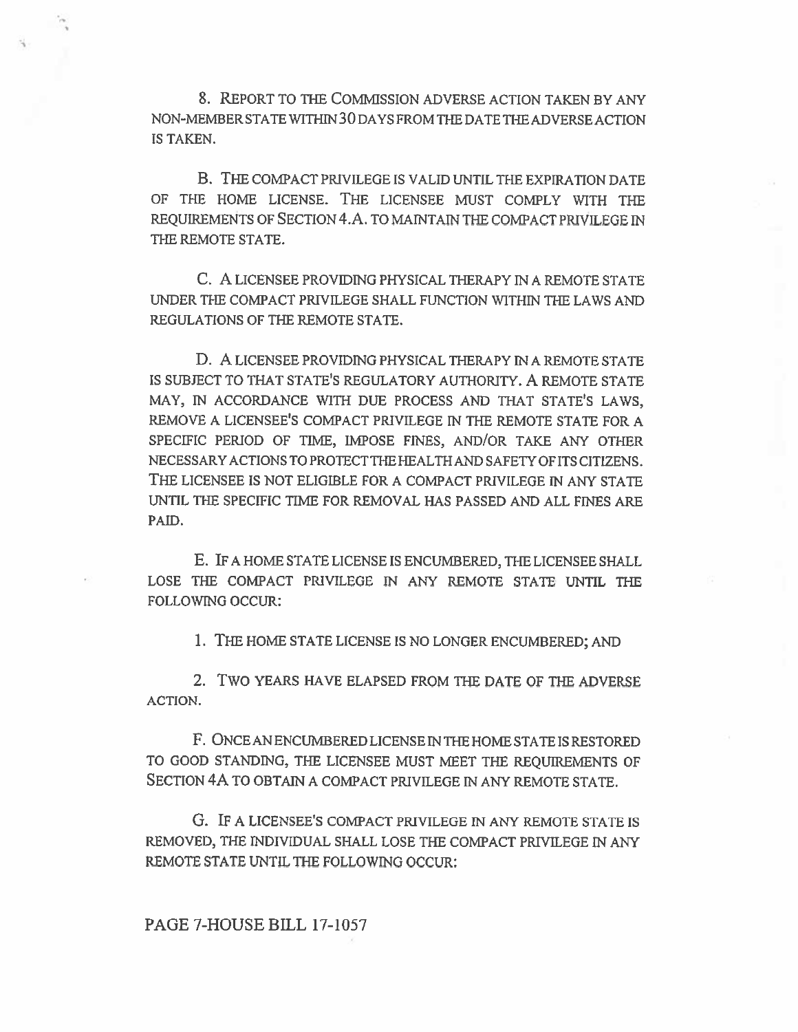8. REPORT TO THE COMMISSION ADVERSE ACTION TAKEN BY ANY NON-MEMBER STATE WITHIN 30 DAYS FROM THE DATE THE ADVERSE ACTION IS TAKEN.

B. THE COMPACT PRIVILEGE IS VALID UNTIL THE EXPIRATION DATE OF THE HOME LICENSE. THE LICENSEE MUST COMPLY WITH THE REQUIREMENTS OF SECTION 4.A. TO MAINTAIN THE COMPACT PRIVILEGE IN THE REMOTE STATE.

C. A LICENSEE PROVIDING PHYSICAL THERAPY IN A REMOTE STATE UNDER THE COMPACT PRIVILEGE SHALL FUNCTION WITHIN THE LAWS AND REGULATIONS OF THE REMOTE STATE.

D. A LICENSEE PROVIDING PHYSICAL THERAPY IN A REMOTE STATE IS SUBJECT TO THAT STATE'S REGULATORY AUTHORITY. A REMOTE STATE MAY, IN ACCORDANCE WITH DUE PROCESS AND THAT STATE'S LAWS, REMOVE A LICENSEE'S COMPACT PRIVILEGE IN THE REMOTE STATE FOR A SPECIFIC PERIOD OF TIME, IMPOSE FINES, AND/OR TAKE ANY OTHER NECESSARY ACTIONS TO PROTECT THE HEALTH AND SAFETY OF ITS CITIZENS. THE LICENSEE IS NOT ELIGIBLE FOR A COMPACT PRIVILEGE IN ANY STATE UNTIL THE SPECIFIC TIME FOR REMOVAL HAS PASSED AND ALL FINES ARE PAID.

E. IF A HOME STATE LICENSE IS ENCUMBERED, THE LICENSEE SHALL LOSE THE COMPACT PRIVILEGE IN ANY REMOTE STATE UNTIL THE FOLLOWING OCCUR:

1. THE HOME STATE LICENSE IS NO LONGER ENCUMBERED; AND

2. TWO YEARS HAVE ELAPSED FROM THE DATE OF THE ADVERSE ACTION.

F. ONCE AN ENCUMBERED LICENSE IN THE HOME STATE IS RESTORED TO GOOD STANDING, THE LICENSEE MUST MEET THE REQUIREMENTS OF SECTION 4A TO OBTAIN A COMPACT PRIVILEGE IN ANY REMOTE STATE.

G. IF A LICENSEE'S COMPACT PRIVILEGE IN ANY REMOTE STATE IS REMOVED, THE INDIVIDUAL SHALL LOSE THE COMPACT PRIVILEGE IN ANY REMOTE STATE UNTIL THE FOLLOWING OCCUR: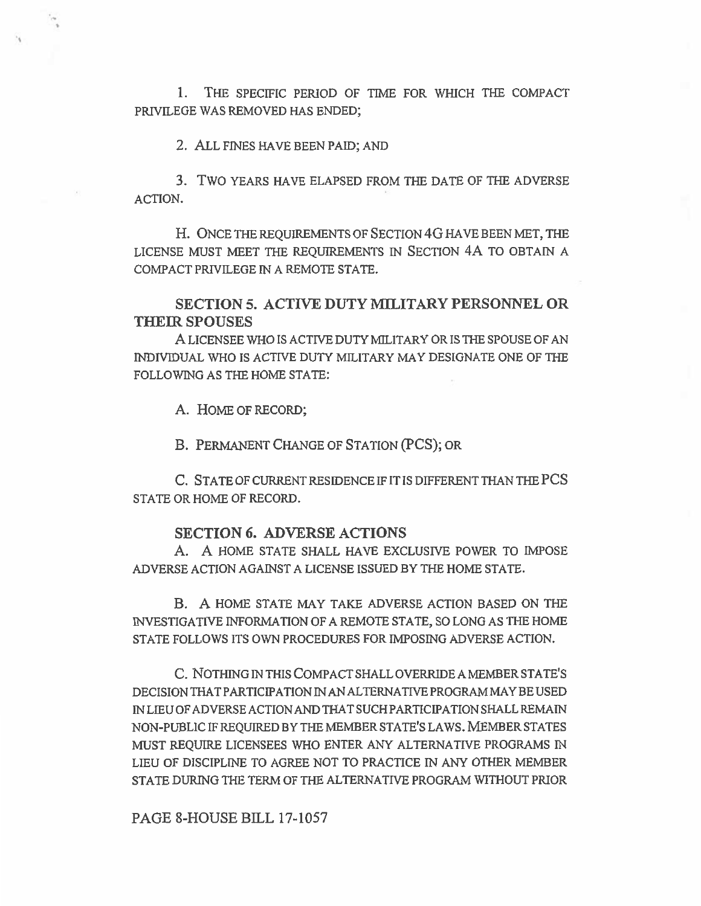1. THE SPECIFIC PERIOD OF TIME FOR WHICH THE COMPACT PRIVILEGE WAS REMOVED HAS ENDED;

2. ALL FINES HAVE BEEN PAID; AND

3. TWO YEARS HAVE ELAPSED FROM THE DATE OF THE ADVERSE ACTION.

H. ONCE THE REQUIREMENTS OF SECTION 4G HAVE BEEN MET, THE LICENSE MUST MEET THE REQUIREMENTS IN SECTION 4A TO OBTAIN A COMPACT PRIVILEGE IN A REMOTE STATE.

## SECTION 5. ACTIVE DUTY MILITARY PERSONNEL OR THEIR SPOUSES

A LICENSEE WHO IS ACTIVE DUTY MILITARY OR IS THE SPOUSE OF AN INDIVIDUAL WHO IS ACTIVE DUTY MILITARY MAY DESIGNATE ONE OF THE FOLLOWING AS THE HOME STATE:

A. HOME OF RECORD;

B. PERMANENT CHANGE OF STATION (PCS); OR

C. STATE OF CURRENT RESIDENCE IF IT IS DIFFERENT THAN THE PCS STATE OR HOME OF RECORD.

## SECTION 6. ADVERSE ACTIONS

A. A HOME STATE SHALL HAVE EXCLUSIVE POWER TO IMPOSE ADVERSE ACTION AGAINST A LICENSE ISSUED BY THE HOME STATE.

B. A HOME STATE MAY TAKE ADVERSE ACTION BASED ON THE INVESTIGATIVE INFORMATION OF A REMOTE STATE, SO LONG AS THE HOME STATE FOLLOWS ITS OWN PROCEDURES FOR IMPOSING ADVERSE ACTION.

C. NOTHING IN THIS COMPACT SHALL OVERRIDE A MEMBER STATE'S DECISION THAT PARTICIPATION IN AN ALTERNATIVE PROGRAM MAY BE USED IN LIEU OF ADVERSE ACTION AND THAT SUCH PARTICIPATION SHALL REMAIN NON-PUBLIC IF REQUIRED BY THE MEMBER STATE'S LAWS. MEMBER STATES MUST REQUIRE LICENSEES WHO ENTER ANY ALTERNATIVE PROGRAMS IN LIEU OF DISCIPLINE TO AGREE NOT TO PRACTICE IN ANY OTHER MEMBER STATE DURING THE TERM OF THE ALTERNATIVE PROGRAM WITHOUT PRIOR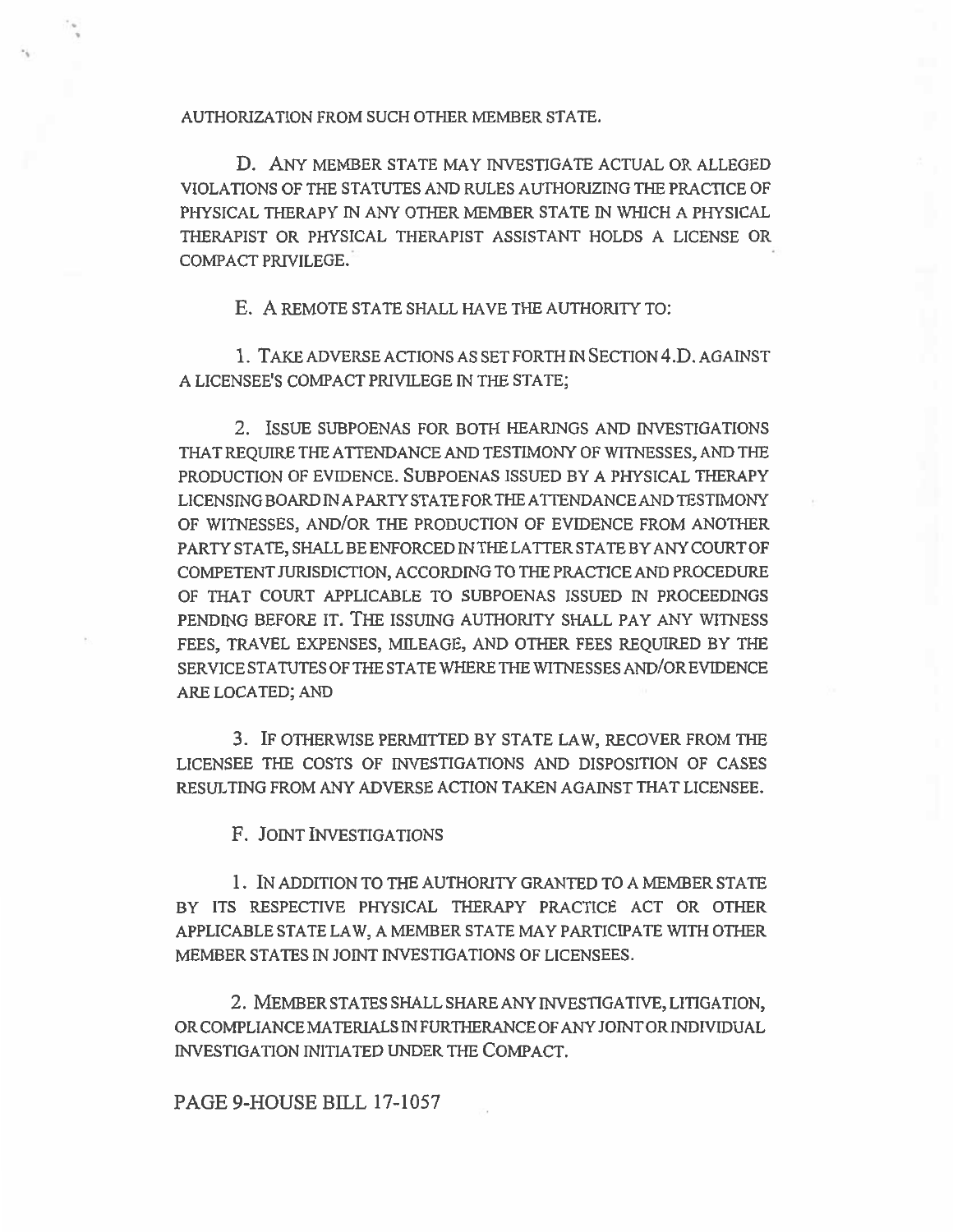AUTHORIZATION FROM SUCH OTHER MEMBER STATE.

D. ANY MEMBER STATE MAY INVESTIGATE ACTUAL OR ALLEGED VIOLATIONS OF THE STATUTES AND RULES AUTHORIZING THE PRACTICE OF PHYSICAL THERAPY IN ANY OTHER MEMBER STATE IN WHICH A PHYSICAL THERAPIST OR PHYSICAL THERAPIST ASSISTANT HOLDS A LICENSE OR COMPACT PRIVILEGE.

E. A REMOTE STATE SHALL HAVE THE AUTHORITY TO:

1. TAKE ADVERSE ACTIONS AS SET FORTH IN SECTION 4.D. AGAINST A LICENSEE'S COMPACT PRIVILEGE IN THE STATE;

2. ISSUE SUBPOENAS FOR BOTH HEARINGS AND INVESTIGATIONS THAT REQUIRE THE ATTENDANCE AND TESTIMONY OF WITNESSES, AND THE PRODUCTION OF EVIDENCE. SUBPOENAS ISSUED BY A PHYSICAL THERAPY LICENSING BOARD IN A PARTY STATE FOR THE ATTENDANCE AND TESTIMONY OF WITNESSES, AND/OR THE PRODUCTION OF EVIDENCE FROM ANOTHER PARTY STATE, SHALL BE ENFORCED IN THE LATTER STATE BY ANY COURT OF COMPETENT JURISDICTION, ACCORDING TO THE PRACTICE AND PROCEDURE OF THAT COURT APPLICABLE TO SUBPOENAS ISSUED IN PROCEEDINGS PENDING BEFORE IT. THE ISSUING AUTHORITY SHALL PAY ANY WITNESS FEES, TRAVEL EXPENSES, MILEAGE, AND OTHER FEES REQUIRED BY THE SERVICE STATUTES OF THE STATE WHERE THE WITNESSES AND/OR EVIDENCE ARE LOCATED; AND

3. IF OTHERWISE PERMITTED BY STATE LAW, RECOVER FROM THE LICENSEE THE COSTS OF INVESTIGATIONS AND DISPOSITION OF CASES RESULTING FROM ANY ADVERSE ACTION TAKEN AGAINST THAT LICENSEE.

F. JOINT INVESTIGATIONS

1. IN ADDITION TO THE AUTHORITY GRANTED TO A MEMBER STATE BY ITS RESPECTIVE PHYSICAL THERAPY PRACTICE ACT OR OTHER APPLICABLE STATE LAW, A MEMBER STATE MAY PARTICIPATE WITH OTHER MEMBER STATES IN JOINT INVESTIGATIONS OF LICENSEES.

2. MEMBER STATES SHALL SHARE ANY INVESTIGATIVE, LITIGATION, OR COMPLIANCE MATERIALS IN FURTHERANCE OF ANY JOINT OR INDIVIDUAL INVESTIGATION INITIATED UNDER THE COMPACT.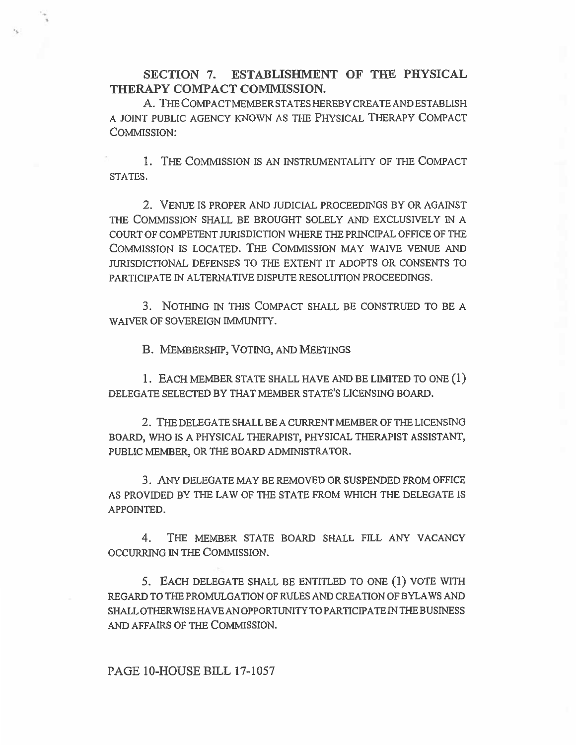**SECTION 7. ESTABLISHMENT OF THE PHYSICAL THERAPY COMPACT COMMISSION.**

A. THE COMPACT MEMBER STATES HEREBY CREATE AND ESTABLISH A JOINT PUBLIC AGENCY KNOWN AS THE PHYSICAL THERAPY COMPACT COMMISSION:

1. THE COMMISSION IS AN INSTRUMENTALITY OF THE COMPACT STATES.

2. VENUE IS PROPER AND JUDICIAL PROCEEDINGS BY OR AGAINST THE COMMISSION SHALL BE BROUGHT SOLELY AND EXCLUSIVELY IN A COURT OF COMPETENT JURISDICTION WHERE THE PRINCIPAL OFFICE OF THE COMMISSION IS LOCATED. THE COMMISSION MAY WAIVE VENUE AND JURISDICTIONAL DEFENSES TO THE EXTENT IT ADOPTS OR CONSENTS TO PARTICIPATE IN ALTERNATIVE DISPUTE RESOLUTION PROCEEDINGS.

3. NOTHING IN THIS COMPACT SHALL BE CONSTRUED TO BE A WAIVER OF SOVEREIGN IMMUNITY.

B. MEMBERSHIP, VOTING, AND MEETINGS

1. EACH MEMBER STATE SHALL HAVE AND BE LIMITED TO ONE (1) DELEGATE SELECTED BY THAT MEMBER STATE'S LICENSING BOARD.

2. THE DELEGATE SHALL BE A CURRENT MEMBER OF THE LICENSING BOARD, WHO IS A PHYSICAL THERAPIST, PHYSICAL THERAPIST ASSISTANT, PUBLIC MEMBER, OR THE BOARD ADMINISTRATOR.

3. ANY DELEGATE MAY BE REMOVED OR SUSPENDED FROM OFFICE AS PROVIDED BY THE LAW OF THE STATE FROM WHICH THE DELEGATE IS APPOINTED.

4. THE MEMBER STATE BOARD SHALL FILL ANY VACANCY OCCURRING IN THE COMMISSION.

5. EACH DELEGATE SHALL BE ENTITLED TO ONE (1) VOTE WITH REGARD TO THE PROMULGATION OF RULES AND CREATION OF BYLAWS AND SHALL OTHERWISE HAVE AN OPPORTUNITY TO PARTICIPATE IN THE BUSINESS AND AFFAIRS OF THE COMMISSION.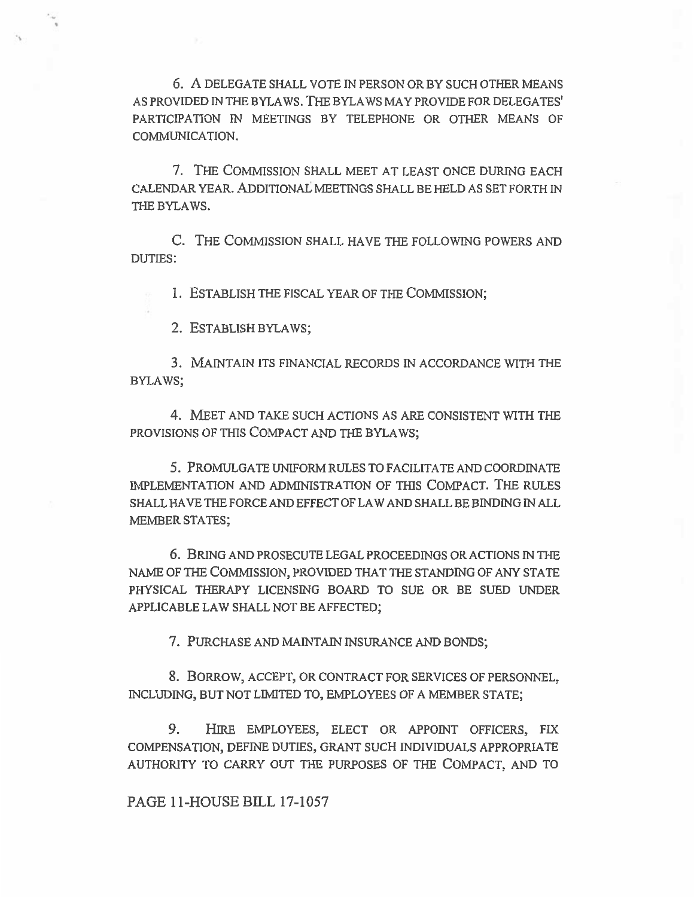6. A DELEGATE SHALL VOTE IN PERSON OR BY SUCH OTHER MEANS AS PROVIDED IN THE BYLAWS. THE BYLAWS MAY PROVIDE FOR DELEGATES' PARTICIPATION IN MEETINGS BY TELEPHONE OR OTHER MEANS OF COMMUNICATION.

7. THE COMMISSION SHALL MEET AT LEAST ONCE DURING EACH CALENDAR YEAR. ADDITIONAL MEETINGS SHALL BE HELD AS SET FORTH IN THE BYLAWS.

C. THE COMMISSION SHALL HAVE THE FOLLOWING POWERS AND DUTIES:

1. ESTABLISH THE FISCAL YEAR OF THE COMMISSION;

2. ESTABLISH BYLAWS;

3. MAINTAIN ITS FINANCIAL RECORDS IN ACCORDANCE WITH THE BYLAWS;

4. MEET AND TAKE SUCH ACTIONS AS ARE CONSISTENT WITH THE PROVISIONS OF THIS COMPACT AND THE BYLAWS;

5. PROMULGATE UNIFORM RULES TO FACILITATE AND COORDINATE IMPLEMENTATION AND ADMINISTRATION OF THIS COMPACT. THE RULES SHALL HAVE THE FORCE AND EFFECT OF LAW AND SHALL BE BINDING IN ALL MEMBER STATES;

6. BRING AND PROSECUTE LEGAL PROCEEDINGS OR ACTIONS IN THE NAME OF THE COMMISSION, PROVIDED THAT THE STANDING OF ANY STATE PHYSICAL THERAPY LICENSING BOARD TO SUE OR BE SUED UNDER APPLICABLE LAW SHALL NOT BE AFFECTED;

7. PURCHASE AND MAINTAIN INSURANCE AND BONDS;

8. BORROW, ACCEPT, OR CONTRACT FOR SERVICES OF PERSONNEL, INCLUDING, BUT NOT LIMITED TO, EMPLOYEES OF A MEMBER STATE;

9. HIRE EMPLOYEES, ELECT OR APPOINT OFFICERS, FIX COMPENSATION, DEFINE DUTIES, GRANT SUCH INDIVIDUALS APPROPRIATE AUTHORITY TO CARRY OUT THE PURPOSES OF THE COMPACT, AND TO

PAGE 11-HOUSE BILL 17-1057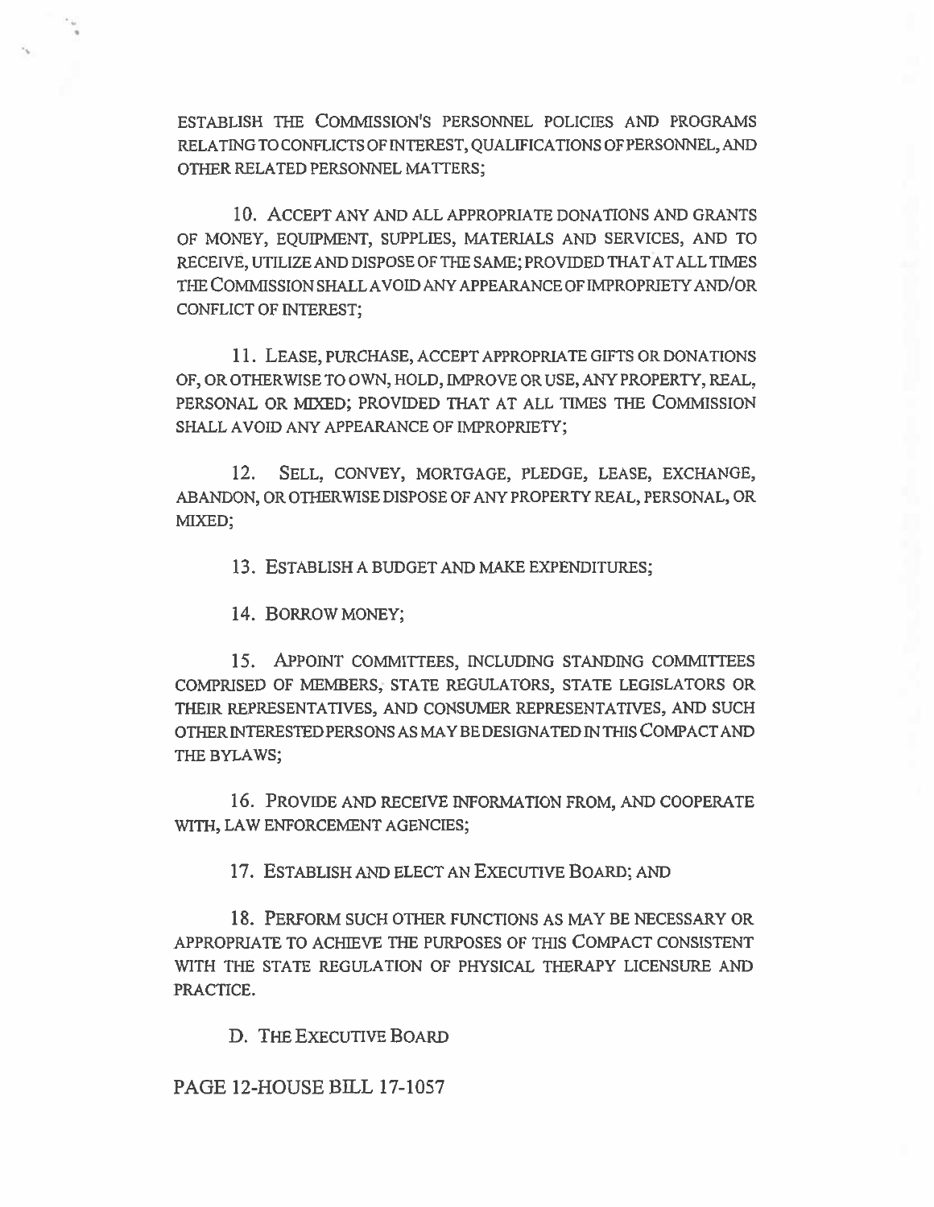ESTABLISH THE COMMISSION'S PERSONNEL POLICIES AND PROGRAMS RELATING TO CONFLICTS OF INTEREST, QUALIFICATIONS OF PERSONNEL, AND OTHER RELATED PERSONNEL MATTERS;

10. ACCEPT ANY AND ALL APPROPRIATE DONATIONS AND GRANTS OF MONEY, EQUIPMENT, SUPPLIES, MATERIALS AND SERVICES, AND TO RECEIVE, UTILIZE AND DISPOSE OF THE SAME; PROVIDED THAT AT ALL TIMES THE COMMISSION SHALL AVOID ANY APPEARANCE OF IMPROPRIETY AND/OR CONFLICT OF INTEREST;

11. LEASE, PURCHASE, ACCEPT APPROPRIATE GIFTS OR DONATIONS OF, OR OTHERWISE TO OWN, HOLD, IMPROVE OR USE, ANY PROPERTY, REAL, PERSONAL OR MIXED; PROVIDED THAT AT ALL TIMES THE COMMISSION SHALL AVOID ANY APPEARANCE OF IMPROPRIETY;

12. SELL, CONVEY, MORTGAGE, PLEDGE, LEASE, EXCHANGE, ABANDON, OR OTHERWISE DISPOSE OF ANY PROPERTY REAL, PERSONAL, OR MIXED;

13. ESTABLISH A BUDGET AND MAKE EXPENDITURES;

14. BORROW MONEY;

15. APPOINT COMMITTEES, INCLUDING STANDING COMMITTEES COMPRISED OF MEMBERS, STATE REGULATORS, STATE LEGISLATORS OR THEIR REPRESENTATIVES, AND CONSUMER REPRESENTATIVES, AND SUCH OTHER INTERESTED PERSONS AS MAY BE DESIGNATED IN THIS COMPACT AND THE BYLAWS;

16. PROVIDE AND RECEIVE INFORMATION FROM, AND COOPERATE WITH, LAW ENFORCEMENT AGENCIES;

17. ESTABLISH AND ELECT AN EXECUTIVE BOARD; AND

18. PERFORM SUCH OTHER FUNCTIONS AS MAY BE NECESSARY OR APPROPRIATE TO ACHIEVE THE PURPOSES OF THIS COMPACT CONSISTENT WITH THE STATE REGULATION OF PHYSICAL THERAPY LICENSURE AND PRACTICE.

D. THE EXECUTIVE BOARD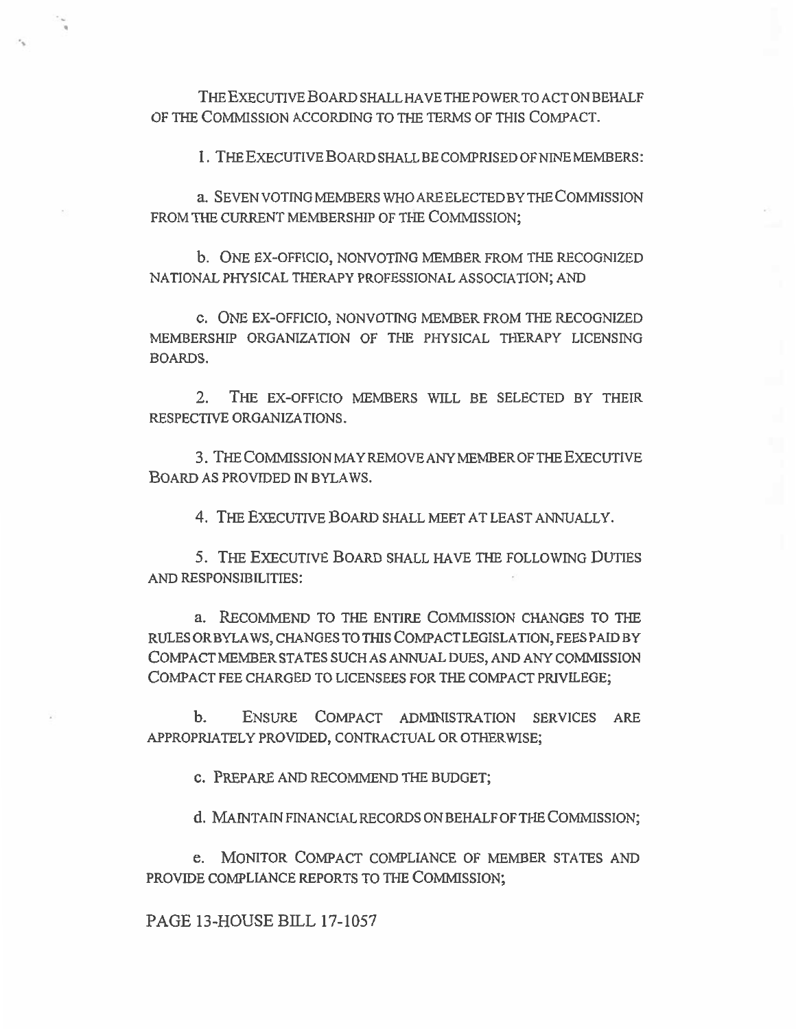THE EXECUTIVE BOARD SHALL HAVE THE POWER TO ACT ON BEHALF OF THE COMMISSION ACCORDING TO THE TERMS OF THIS COMPACT.

1. THE EXECUTIVE BOARD SHALL BE COMPRISED OF NINE MEMBERS:

a. SEVEN VOTING MEMBERS WHO ARE ELECTED BY THE COMMISSION FROM THE CURRENT MEMBERSHIP OF THE COMMISSION;

b. ONE EX-OFFICIO, NONVOTING MEMBER FROM THE RECOGNIZED NATIONAL PHYSICAL THERAPY PROFESSIONAL ASSOCIATION; AND

c. ONE EX-OFFICIO, NONVOTING MEMBER FROM THE RECOGNIZED MEMBERSHIP ORGANIZATION OF THE PHYSICAL THERAPY LICENSING BOARDS.

2. THE EX-OFFICIO MEMBERS WILL BE SELECTED BY THEIR RESPECTIVE ORGANIZATIONS.

3. THE COMMISSION MAY REMOVE ANY MEMBER OF THE EXECUTIVE BOARD AS PROVIDED IN BYLAWS.

4. THE EXECUTIVE BOARD SHALL MEET AT LEAST ANNUALLY.

5. THE EXECUTIVE BOARD SHALL HAVE THE FOLLOWING DUTIES AND RESPONSIBILITIES:

a. RECOMMEND TO THE ENTIRE COMMISSION CHANGES TO THE RULES OR BYLAWS, CHANGES TO THIS COMPACT LEGISLATION, FEES PAID BY COMPACT MEMBER STATES SUCH AS ANNUAL DUES, AND ANY COMMISSION COMPACT FEE CHARGED TO LICENSEES FOR THE COMPACT PRIVILEGE;

b. ENSURE COMPACT ADMINISTRATION SERVICES ARE APPROPRIATELY PROVIDED, CONTRACTUAL OR OTHERWISE;

c. PREPARE AND RECOMMEND THE BUDGET;

d. MAINTAIN FINANCIAL RECORDS ON BEHALF OF THE COMMISSION;

e. MONITOR COMPACT COMPLIANCE OF MEMBER STATES AND PROVIDE COMPLIANCE REPORTS TO THE COMMISSION;

PAGE 13-HOUSE BILL 17-1057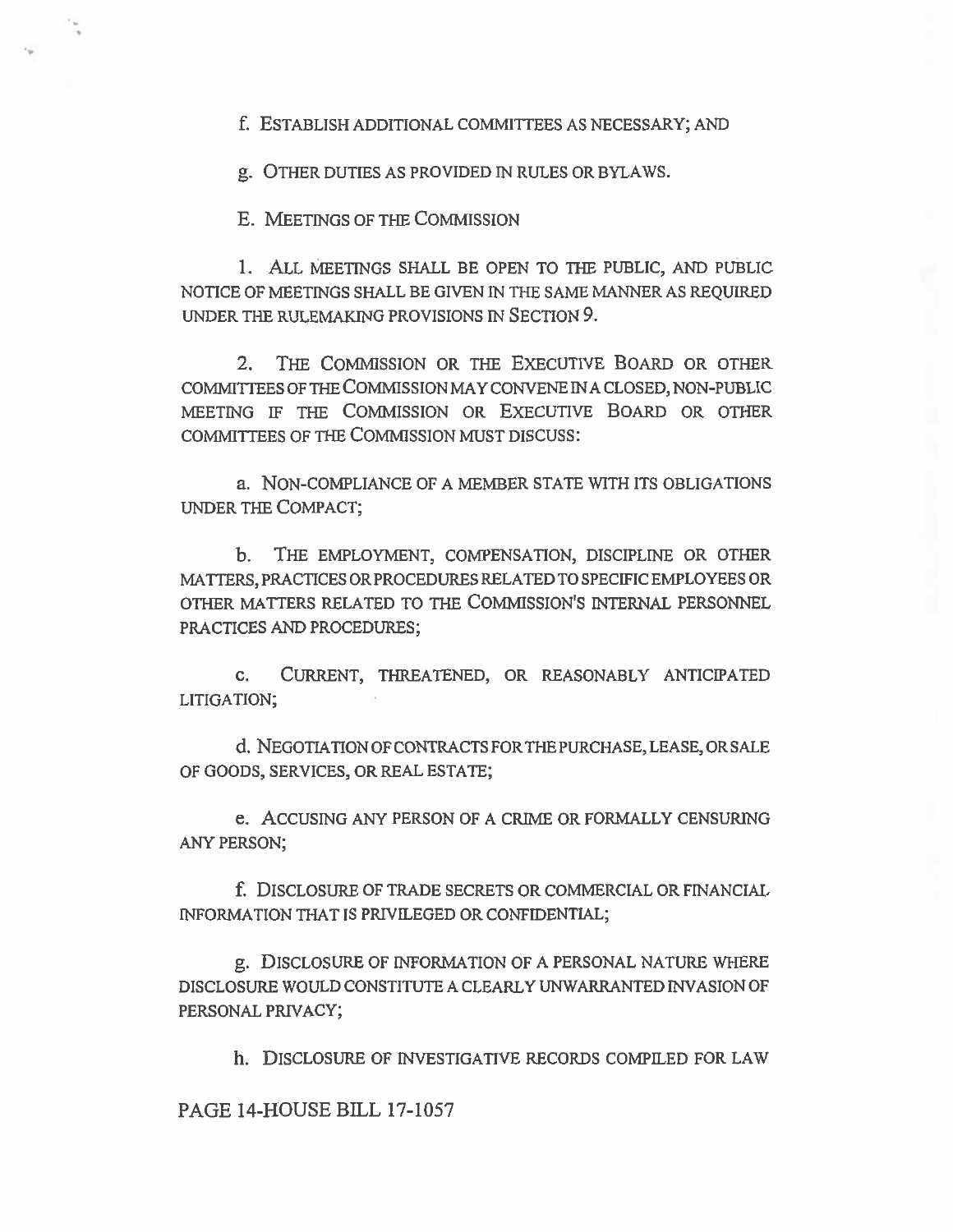f. ESTABLISH ADDITIONAL COMMITTEES AS NECESSARY; AND

g. OTHER DUTIES AS PROVIDED IN RULES OR BYLAWS.

E. MEETINGS OF THE COMMISSION

1. ALL MEETINGS SHALL BE OPEN TO THE PUBLIC, AND PUBLIC NOTICE OF MEETINGS SHALL BE GIVEN IN THE SAME MANNER AS REQUIRED UNDER THE RULEMAKING PROVISIONS IN SECTION 9.

2. THE COMMISSION OR THE EXECUTIVE BOARD OR OTHER COMMITTEES OF THE COMMISSION MAY CONVENE IN A CLOSED, NON-PUBLIC MEETING IF THE COMMISSION OR EXECUTIVE BOARD OR OTHER COMMITTEES OF THE COMMISSION MUST DISCUSS:

a. NON-COMPLIANCE OF A MEMBER STATE WITH ITS OBLIGATIONS UNDER THE COMPACT;

b. THE EMPLOYMENT, COMPENSATION, DISCIPLINE OR OTHER MATTERS, PRACTICES OR PROCEDURES RELATED TO SPECIFIC EMPLOYEES OR OTHER MATTERS RELATED TO THE COMMISSION'S INTERNAL PERSONNEL PRACTICES AND PROCEDURES;

c. CURRENT, THREATENED, OR REASONABLY ANTICIPATED LITIGATION;

d. NEGOTIATION OF CONTRACTS FOR THE PURCHASE, LEASE, OR SALE OF GOODS, SERVICES, OR REAL ESTATE;

e. ACCUSING ANY PERSON OF A CRIME OR FORMALLY CENSURING ANY PERSON;

f. DISCLOSURE OF TRADE SECRETS OR COMMERCIAL OR FINANCIAL INFORMATION THAT IS PRIVILEGED OR CONFIDENTIAL;

g. DISCLOSURE OF INFORMATION OF A PERSONAL NATURE WHERE DISCLOSURE WOULD CONSTITUTE A CLEARLY UNWARRANTED INVASION OF PERSONAL PRIVACY;

h. DISCLOSURE OF INVESTIGATIVE RECORDS COMPILED FOR LAW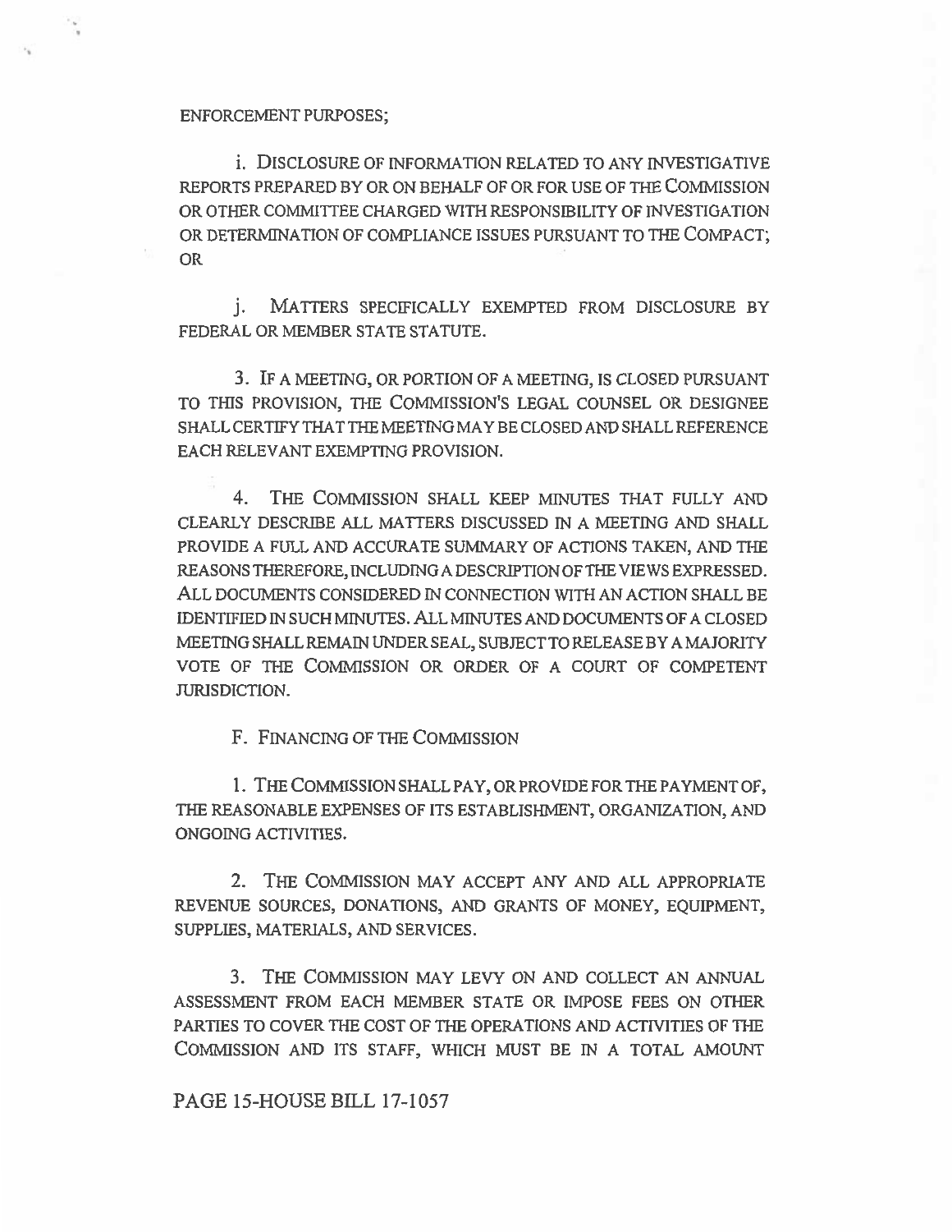ENFORCEMENT PURPOSES;

i. DISCLOSURE OF INFORMATION RELATED TO ANY INVESTIGATIVE REPORTS PREPARED BY OR ON BEHALF OF OR FOR USE OF THE COMMISSION OR OTHER COMMITTEE CHARGED WITH RESPONSIBILITY OF INVESTIGATION OR DETERMINATION OF COMPLIANCE ISSUES PURSUANT TO THE COMPACT; OR

j. MATTERS SPECIFICALLY EXEMPTED FROM DISCLOSURE BY FEDERAL OR MEMBER STATE STATUTE.

3. IF A MEETING, OR PORTION OF A MEETING, IS CLOSED PURSUANT TO THIS PROVISION, THE COMMISSION'S LEGAL COUNSEL OR DESIGNEE SHALL CERTIFY THAT THE MEETING MAY BE CLOSED AND SHALL REFERENCE EACH RELEVANT EXEMPTING PROVISION.

4. THE COMMISSION SHALL KEEP MINUTES THAT FULLY AND CLEARLY DESCRIBE ALL MATTERS DISCUSSED IN A MEETING AND SHALL PROVIDE A FULL AND ACCURATE SUMMARY OF ACTIONS TAKEN, AND THE REASONS THEREFORE, INCLUDING A DESCRIPTION OF THE VIEWS EXPRESSED. ALL DOCUMENTS CONSIDERED IN CONNECTION WITH AN ACTION SHALL BE IDENTIFIED IN SUCH MINUTES. ALL MINUTES AND DOCUMENTS OF A CLOSED MEETING SHALL REMAIN UNDER SEAL, SUBJECT TO RELEASE BY A MAJORITY VOTE OF THE COMMISSION OR ORDER OF A COURT OF COMPETENT JURISDICTION.

F. FINANCING OF THE COMMISSION

1. THE COMMISSION SHALL PAY, OR PROVIDE FOR THE PAYMENT OF, THE REASONABLE EXPENSES OF ITS ESTABLISHMENT, ORGANIZATION, AND ONGOING ACTIVITIES.

2. THE COMMISSION MAY ACCEPT ANY AND ALL APPROPRIATE REVENUE SOURCES, DONATIONS, AND GRANTS OF MONEY, EQUIPMENT, SUPPLIES, MATERIALS, AND SERVICES.

3. THE COMMISSION MAY LEVY ON AND COLLECT AN ANNUAL ASSESSMENT FROM EACH MEMBER STATE OR IMPOSE FEES ON OTHER PARTIES TO COVER THE COST OF THE OPERATIONS AND ACTIVITIES OF THE COMMISSION AND ITS STAFF, WHICH MUST BE IN A TOTAL AMOUNT

PAGE 15-HOUSE BILL 17-1057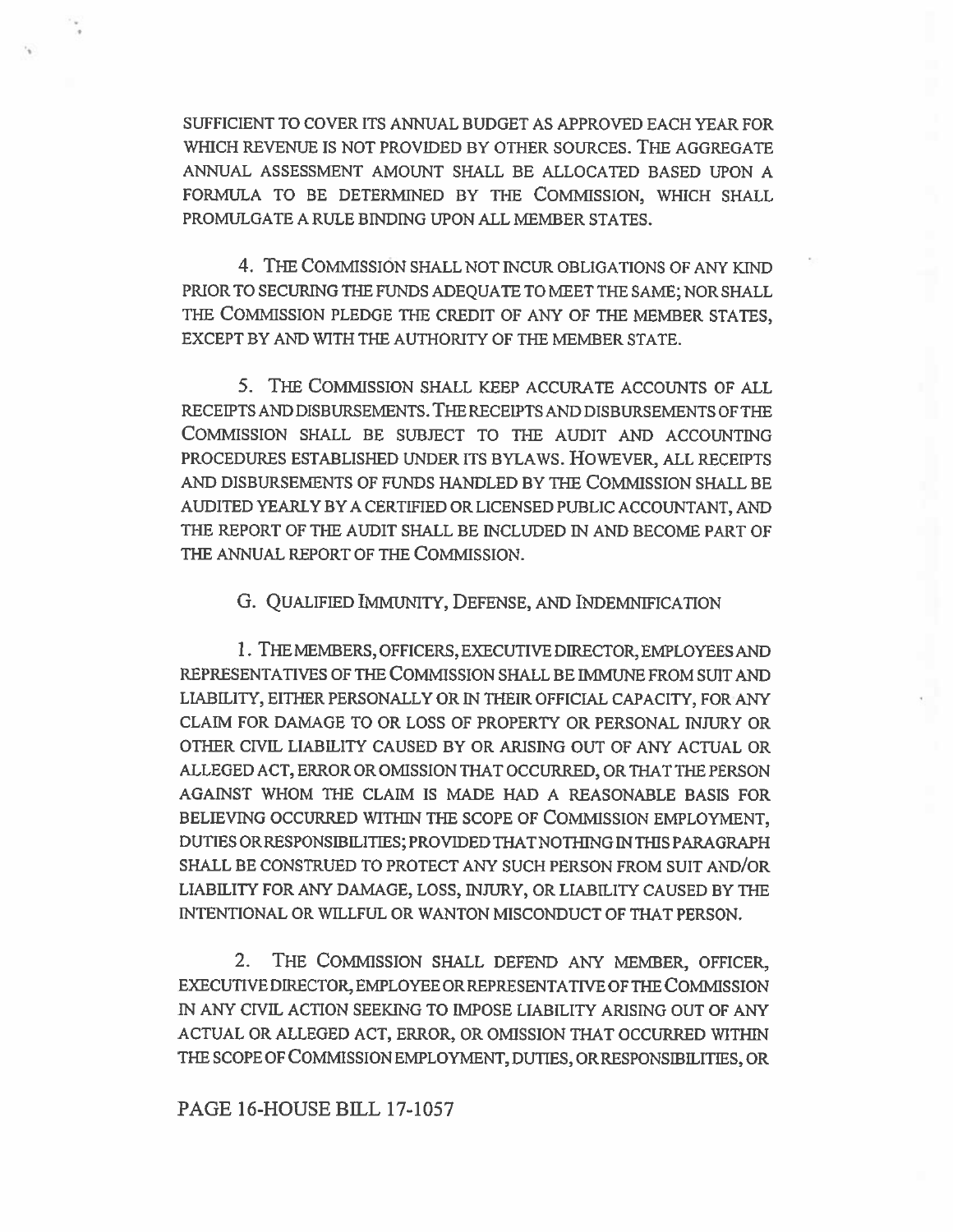SUFFICIENT TO COVER ITS ANNUAL BUDGET AS APPROVED EACH YEAR FOR WHICH REVENUE IS NOT PROVIDED BY OTHER SOURCES. THE AGGREGATE ANNUAL ASSESSMENT AMOUNT SHALL BE ALLOCATED BASED UPON A FORMULA TO BE DETERMINED BY THE COMMISSION, WHICH SHALL PROMULGATE A RULE BINDING UPON ALL MEMBER STATES.

4. THE COMMISSION SHALL NOT INCUR OBLIGATIONS OF ANY KIND PRIOR TO SECURING THE FUNDS ADEQUATE TO MEET THE SAME; NOR SHALL THE COMMISSION PLEDGE THE CREDIT OF ANY OF THE MEMBER STATES, EXCEPT BY AND WITH THE AUTHORITY OF THE MEMBER STATE.

5. THE COMMISSION SHALL KEEP ACCURATE ACCOUNTS OF ALL RECEIPTS AND DISBURSEMENTS. THE RECEIPTS AND DISBURSEMENTS OF THE COMMISSION SHALL BE SUBJECT TO THE AUDIT AND ACCOUNTING PROCEDURES ESTABLISHED UNDER ITS BYLAWS. HOWEVER, ALL RECEIPTS AND DISBURSEMENTS OF FUNDS HANDLED BY THE COMMISSION SHALL BE AUDITED YEARLY BY A CERTIFIED OR LICENSED PUBLIC ACCOUNTANT, AND THE REPORT OF THE AUDIT SHALL BE INCLUDED IN AND BECOME PART OF THE ANNUAL REPORT OF THE COMMISSION.

G. QUALIFIED IMMUNITY, DEFENSE, AND INDEMNIFICATION

1. THE MEMBERS, OFFICERS, EXECUTIVE DIRECTOR, EMPLOYEES AND REPRESENTATIVES OF THE COMMISSION SHALL BE IMMUNE FROM SUIT AND LIABILITY, EITHER PERSONALLY OR IN THEIR OFFICIAL CAPACITY, FOR ANY CLAIM FOR DAMAGE TO OR LOSS OF PROPERTY OR PERSONAL INJURY OR OTHER CIVIL LIABILITY CAUSED BY OR ARISING OUT OF ANY ACTUAL OR ALLEGED ACT, ERROR OR OMISSION THAT OCCURRED, OR THAT THE PERSON AGAINST WHOM THE CLAIM IS MADE HAD A REASONABLE BASIS FOR BELIEVING OCCURRED WITHIN THE SCOPE OF COMMISSION EMPLOYMENT, DUTIES OR RESPONSIBILITIES; PROVIDED THAT NOTHING IN THIS PARAGRAPH SHALL BE CONSTRUED TO PROTECT ANY SUCH PERSON FROM SUIT AND/OR LIABILITY FOR ANY DAMAGE, LOSS, INJURY, OR LIABILITY CAUSED BY THE INTENTIONAL OR WILLFUL OR WANTON MISCONDUCT OF THAT PERSON.

2. THE COMMISSION SHALL DEFEND ANY MEMBER, OFFICER, EXECUTIVE DIRECTOR, EMPLOYEE OR REPRESENTATIVE OF THE COMMISSION IN ANY CIVIL ACTION SEEKING TO IMPOSE LIABILITY ARISING OUT OF ANY ACTUAL OR ALLEGED ACT, ERROR, OR OMISSION THAT OCCURRED WITHIN THE SCOPE OF COMMISSION EMPLOYMENT, DUTIES, OR RESPONSIBILITIES, OR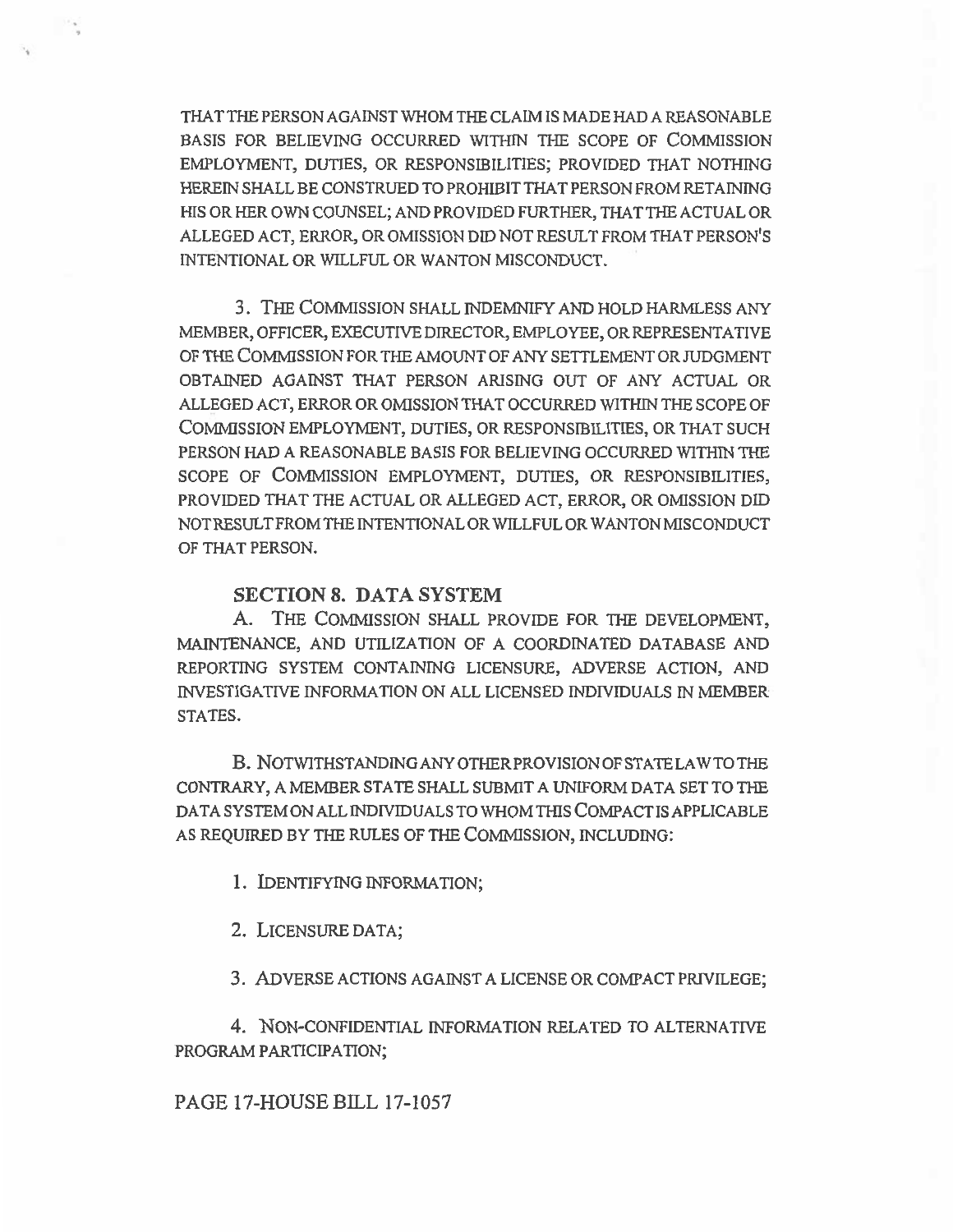THAT THE PERSON AGAINST WHOM THE CLAIM IS MADE HAD A REASONABLE BASIS FOR BELIEVING OCCURRED WITHIN THE SCOPE OF COMMISSION EMPLOYMENT, DUTIES, OR RESPONSIBILITIES; PROVIDED THAT NOTHING HEREIN SHALL BE CONSTRUED TO PROHIBIT THAT PERSON FROM RETAINING HIS OR HER OWN COUNSEL; AND PROVIDED FURTHER, THAT THE ACTUAL OR ALLEGED ACT, ERROR, OR OMISSION DID NOT RESULT FROM THAT PERSON'S INTENTIONAL OR WILLFUL OR WANTON MISCONDUCT.

3. THE COMMISSION SHALL INDEMNIFY AND HOLD HARMLESS ANY MEMBER, OFFICER, EXECUTIVE DIRECTOR, EMPLOYEE, OR REPRESENTATIVE OF THE COMMISSION FOR THE AMOUNT OF ANY SETTLEMENT OR JUDGMENT OBTAINED AGAINST THAT PERSON ARISING OUT OF ANY ACTUAL OR ALLEGED ACT, ERROR OR OMISSION THAT OCCURRED WITHIN THE SCOPE OF COMMISSION EMPLOYMENT, DUTIES, OR RESPONSIBILITIES, OR THAT SUCH PERSON HAD A REASONABLE BASIS FOR BELIEVING OCCURRED WITHIN THE SCOPE OF COMMISSION EMPLOYMENT, DUTIES, OR RESPONSIBILITIES, PROVIDED THAT THE ACTUAL OR ALLEGED ACT, ERROR, OR OMISSION DID NOT RESULT FROM THE INTENTIONAL OR WILLFUL OR WANTON MISCONDUCT OF THAT PERSON.

**SECTION 8. DATA SYSTEM**

A. THE COMMISSION SHALL PROVIDE FOR THE DEVELOPMENT, MAINTENANCE, AND UTILIZATION OF A COORDINATED DATABASE AND REPORTING SYSTEM CONTAINING LICENSURE, ADVERSE ACTION, AND INVESTIGATIVE INFORMATION ON ALL LICENSED INDIVIDUALS IN MEMBER STATES.

B. NOTWITHSTANDING ANY OTHER PROVISION OF STATE LAW TO THE CONTRARY, A MEMBER STATE SHALL SUBMIT A UNIFORM DATA SET TO THE DATA SYSTEM ON ALL INDIVIDUALS TO WHOM THIS COMPACT IS APPLICABLE AS REQUIRED BY THE RULES OF THE COMMISSION, INCLUDING:

1. IDENTIFYING INFORMATION;

2. LICENSURE DATA;

3. ADVERSE ACTIONS AGAINST A LICENSE OR COMPACT PRIVILEGE;

4. NON-CONFIDENTIAL INFORMATION RELATED TO ALTERNATIVE PROGRAM PARTICIPATION;

PAGE 17-HOUSE BILL 17-1057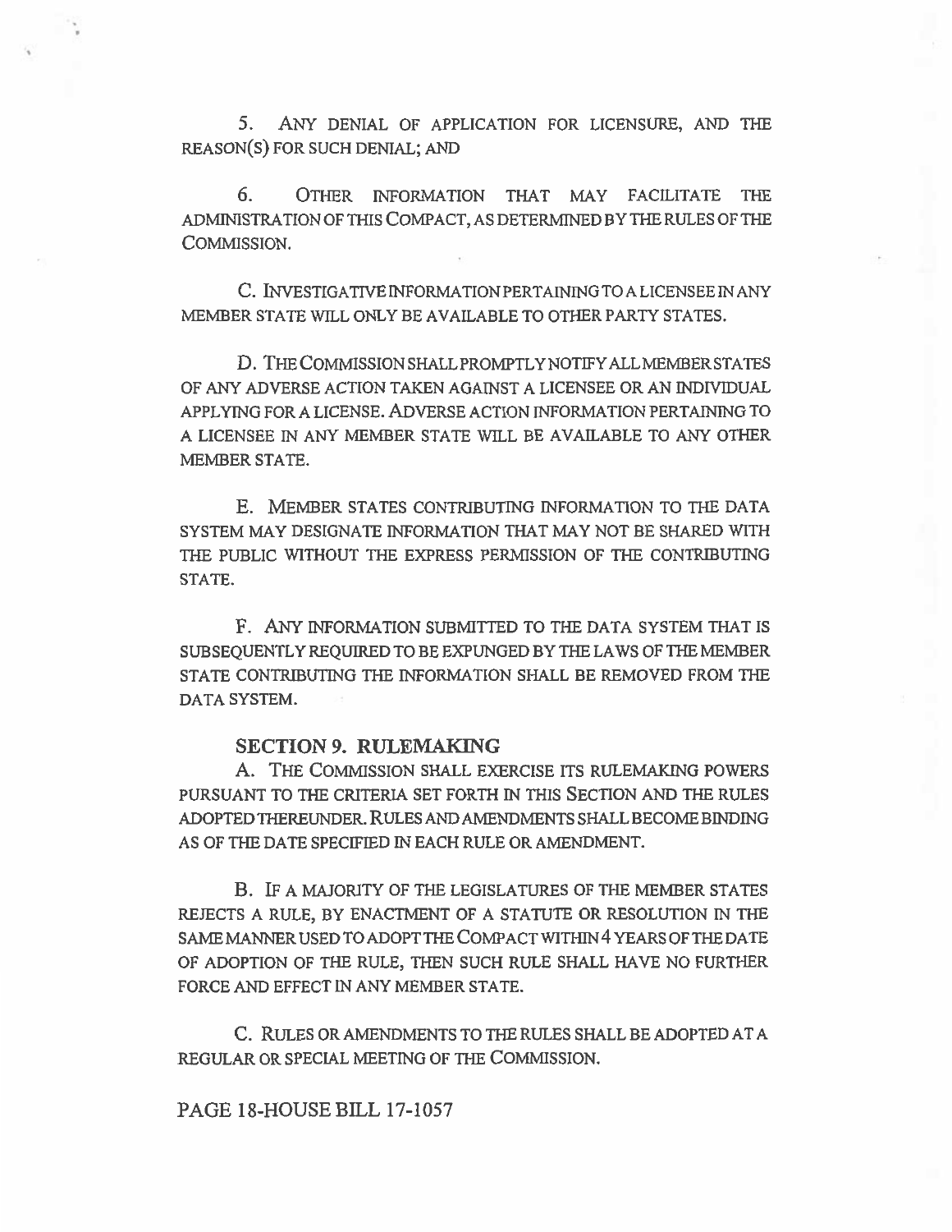5. ANY DENIAL OF APPLICATION FOR LICENSURE, AND THE REASON(S) FOR SUCH DENIAL; AND

6. OTHER INFORMATION THAT MAY FACILITATE THE ADMINISTRATION OF THIS COMPACT, AS DETERMINED BY THE RULES OF THE COMMISSION.

C. INVESTIGATIVE INFORMATION PERTAINING TO A LICENSEE IN ANY MEMBER STATE WILL ONLY BE AVAILABLE TO OTHER PARTY STATES.

D. THE COMMISSION SHALL PROMPTLY NOTIFY ALL MEMBER STATES OF ANY ADVERSE ACTION TAKEN AGAINST A LICENSEE OR AN INDIVIDUAL APPLYING FOR A LICENSE. ADVERSE ACTION INFORMATION PERTAINING TO A LICENSEE IN ANY MEMBER STATE WILL BE AVAILABLE TO ANY OTHER MEMBER STATE.

E. MEMBER STATES CONTRIBUTING INFORMATION TO THE DATA SYSTEM MAY DESIGNATE INFORMATION THAT MAY NOT BE SHARED WITH THE PUBLIC WITHOUT THE EXPRESS PERMISSION OF THE CONTRIBUTING STATE.

F. ANY INFORMATION SUBMITTED TO THE DATA SYSTEM THAT IS SUBSEQUENTLY REQUIRED TO BE EXPUNGED BY THE LAWS OF THE MEMBER STATE CONTRIBUTING THE INFORMATION SHALL BE REMOVED FROM THE DATA SYSTEM.

## SECTION 9. RULEMAKING

A. THE COMMISSION SHALL EXERCISE ITS RULEMAKING POWERS PURSUANT TO THE CRITERIA SET FORTH IN THIS SECTION AND THE RULES ADOPTED THEREUNDER. RULES AND AMENDMENTS SHALL BECOME BINDING AS OF THE DATE SPECIFIED IN EACH RULE OR AMENDMENT.

B. IF A MAJORITY OF THE LEGISLATURES OF THE MEMBER STATES REJECTS A RULE, BY ENACTMENT OF A STATUTE OR RESOLUTION IN THE SAME MANNER USED TO ADOPT THE COMPACT WITHIN 4 YEARS OF THE DATE OF ADOPTION OF THE RULE, THEN SUCH RULE SHALL HAVE NO FURTHER FORCE AND EFFECT IN ANY MEMBER STATE.

C. RULES OR AMENDMENTS TO THE RULES SHALL BE ADOPTED AT A REGULAR OR SPECIAL MEETING OF THE COMMISSION.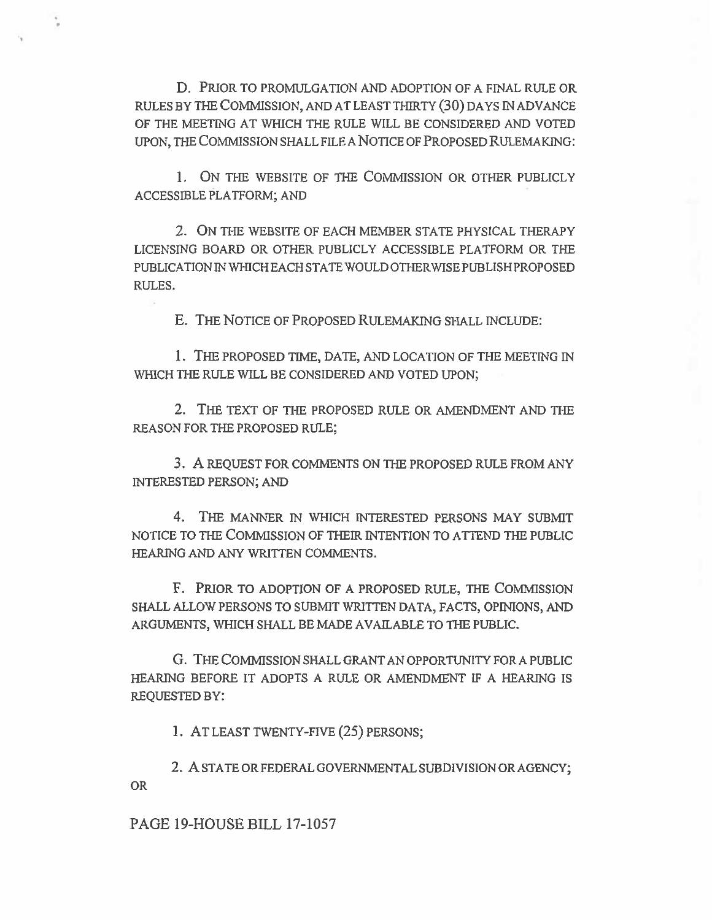D. PRIOR TO PROMULGATION AND ADOPTION OF A FINAL RULE OR RULES BY THE COMMISSION, AND AT LEAST THIRTY (30) DAYS IN ADVANCE OF THE MEETING AT WHICH THE RULE WILL BE CONSIDERED AND VOTED UPON, THE COMMISSION SHALL FILE A NOTICE OF PROPOSED RULEMAKING:

1. ON THE WEBSITE OF THE COMMISSION OR OTHER PUBLICLY ACCESSIBLE PLATFORM; AND

2. ON THE WEBSITE OF EACH MEMBER STATE PHYSICAL THERAPY LICENSING BOARD OR OTHER PUBLICLY ACCESSIBLE PLATFORM OR THE PUBLICATION IN WHICH EACH STATE WOULD OTHERWISE PUBLISH PROPOSED RULES.

E. THE NOTICE OF PROPOSED RULEMAKING SHALL INCLUDE:

1. THE PROPOSED TIME, DATE, AND LOCATION OF THE MEETING IN WHICH THE RULE WILL BE CONSIDERED AND VOTED UPON;

2. THE TEXT OF THE PROPOSED RULE OR AMENDMENT AND THE REASON FOR THE PROPOSED RULE;

3. A REQUEST FOR COMMENTS ON THE PROPOSED RULE FROM ANY INTERESTED PERSON; AND

4. THE MANNER IN WHICH INTERESTED PERSONS MAY SUBMIT NOTICE TO THE COMMISSION OF THEIR INTENTION TO ATTEND THE PUBLIC HEARING AND ANY WRITTEN COMMENTS.

F. PRIOR TO ADOPTION OF A PROPOSED RULE, THE COMMISSION SHALL ALLOW PERSONS TO SUBMIT WRITTEN DATA, FACTS, OPINIONS, AND ARGUMENTS, WHICH SHALL BE MADE AVAILABLE TO THE PUBLIC.

G. THE COMMISSION SHALL GRANT AN OPPORTUNITY FOR A PUBLIC HEARING BEFORE IT ADOPTS A RULE OR AMENDMENT IF A HEARING IS REQUESTED BY:

1. AT LEAST TWENTY-FIVE (25) PERSONS;

2. A STATE OR FEDERAL GOVERNMENTAL SUBDIVISION OR AGENCY; OR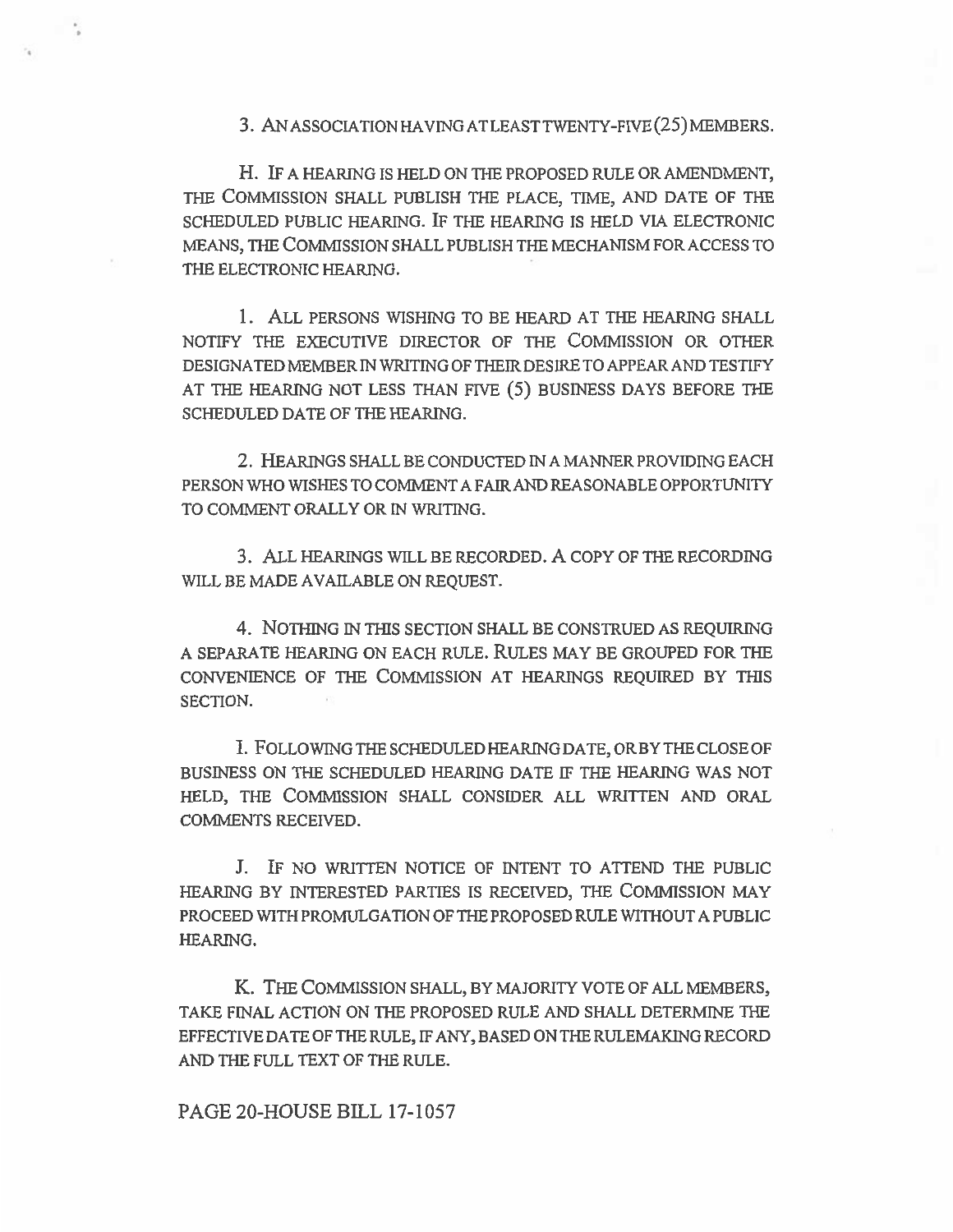3. AN ASSOCIATION HAVING AT LEAST TWENTY-FIVE (25) MEMBERS.

H. IF A HEARING IS HELD ON THE PROPOSED RULE OR AMENDMENT, THE COMMISSION SHALL PUBLISH THE PLACE, TIME, AND DATE OF THE SCHEDULED PUBLIC HEARING. IF THE HEARING IS HELD VIA ELECTRONIC MEANS, THE COMMISSION SHALL PUBLISH THE MECHANISM FOR ACCESS TO THE ELECTRONIC HEARING.

1. ALL PERSONS WISHING TO BE HEARD AT THE HEARING SHALL NOTIFY THE EXECUTIVE DIRECTOR OF THE COMMISSION OR OTHER DESIGNATED MEMBER IN WRITING OF THEIR DESIRE TO APPEAR AND TESTIFY AT THE HEARING NOT LESS THAN FIVE (5) BUSINESS DAYS BEFORE THE SCHEDULED DATE OF THE HEARING.

2. HEARINGS SHALL BE CONDUCTED IN A MANNER PROVIDING EACH PERSON WHO WISHES TO COMMENT A FAIR AND REASONABLE OPPORTUNITY TO COMMENT ORALLY OR IN WRITING.

3. ALL HEARINGS WILL BE RECORDED. A COPY OF THE RECORDING WILL BE MADE AVAILABLE ON REQUEST.

4. NOTHING IN THIS SECTION SHALL BE CONSTRUED AS REQUIRING A SEPARATE HEARING ON EACH RULE. RULES MAY BE GROUPED FOR THE CONVENIENCE OF THE COMMISSION AT HEARINGS REQUIRED BY THIS SECTION.

I. FOLLOWING THE SCHEDULED HEARING DATE, OR BY THE CLOSE OF BUSINESS ON THE SCHEDULED HEARING DATE IF THE HEARING WAS NOT HELD, THE COMMISSION SHALL CONSIDER ALL WRITTEN AND ORAL COMMENTS RECEIVED.

J. IF NO WRITTEN NOTICE OF INTENT TO ATTEND THE PUBLIC HEARING BY INTERESTED PARTIES IS RECEIVED, THE COMMISSION MAY PROCEED WITH PROMULGATION OF THE PROPOSED RULE WITHOUT A PUBLIC HEARING.

K. THE COMMISSION SHALL, BY MAJORITY VOTE OF ALL MEMBERS, TAKE FINAL ACTION ON THE PROPOSED RULE AND SHALL DETERMINE THE EFFECTIVE DATE OF THE RULE, IF ANY, BASED ON THE RULEMAKING RECORD AND THE FULL TEXT OF THE RULE.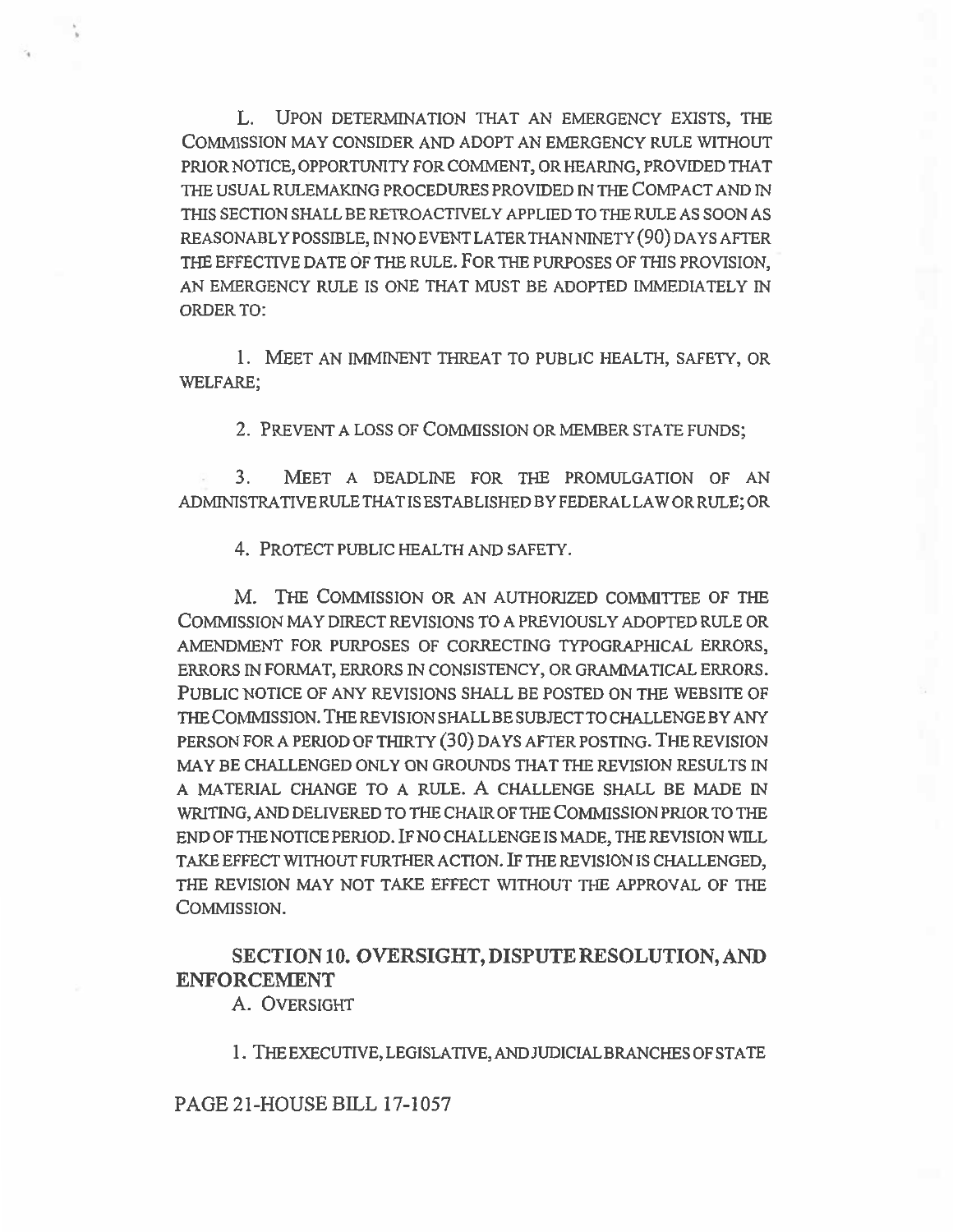L. UPON DETERMINATION THAT AN EMERGENCY EXISTS, THE COMMISSION MAY CONSIDER AND ADOPT AN EMERGENCY RULE WITHOUT PRIOR NOTICE, OPPORTUNITY FOR COMMENT, OR HEARING, PROVIDED THAT THE USUAL RULEMAKING PROCEDURES PROVIDED IN THE COMPACT AND IN THIS SECTION SHALL BE RETROACTIVELY APPLIED TO THE RULE AS SOON AS REASONABLY POSSIBLE, IN NO EVENT LATER THAN NINETY (90) DAYS AFTER THE EFFECTIVE DATE OF THE RULE. FOR THE PURPOSES OF THIS PROVISION, AN EMERGENCY RULE IS ONE THAT MUST BE ADOPTED IMMEDIATELY IN ORDER TO:

1. MEET AN IMMINENT THREAT TO PUBLIC HEALTH, SAFETY, OR WELFARE;

2. PREVENT A LOSS OF COMMISSION OR MEMBER STATE FUNDS;

3. MEET A DEADLINE FOR THE PROMULGATION OF AN ADMINISTRATIVE RULE THAT IS ESTABLISHED BY FEDERAL LAW OR RULE; OR

4. PROTECT PUBLIC HEALTH AND SAFETY.

M. THE COMMISSION OR AN AUTHORIZED COMMITTEE OF THE COMMISSION MAY DIRECT REVISIONS TO A PREVIOUSLY ADOPTED RULE OR AMENDMENT FOR PURPOSES OF CORRECTING TYPOGRAPHICAL ERRORS, ERRORS IN FORMAT, ERRORS IN CONSISTENCY, OR GRAMMATICAL ERRORS. PUBLIC NOTICE OF ANY REVISIONS SHALL BE POSTED ON THE WEBSITE OF THE COMMISSION. THE REVISION SHALL BE SUBJECT TO CHALLENGE BY ANY PERSON FOR A PERIOD OF THIRTY (30) DAYS AFTER POSTING. THE REVISION MAY BE CHALLENGED ONLY ON GROUNDS THAT THE REVISION RESULTS IN A MATERIAL CHANGE TO A RULE. A CHALLENGE SHALL BE MADE IN WRITING, AND DELIVERED TO THE CHAIR OF THE COMMISSION PRIOR TO THE END OF THE NOTICE PERIOD. IF NO CHALLENGE IS MADE, THE REVISION WILL TAKE EFFECT WITHOUT FURTHER ACTION. IF THE REVISION IS CHALLENGED, THE REVISION MAY NOT TAKE EFFECT WITHOUT THE APPROVAL OF THE COMMISSION.

## SECTION 10. OVERSIGHT, DISPUTE RESOLUTION, AND ENFORCEMENT

A. OVERSIGHT

1. THE EXECUTIVE, LEGISLATIVE, AND JUDICIAL BRANCHES OF STATE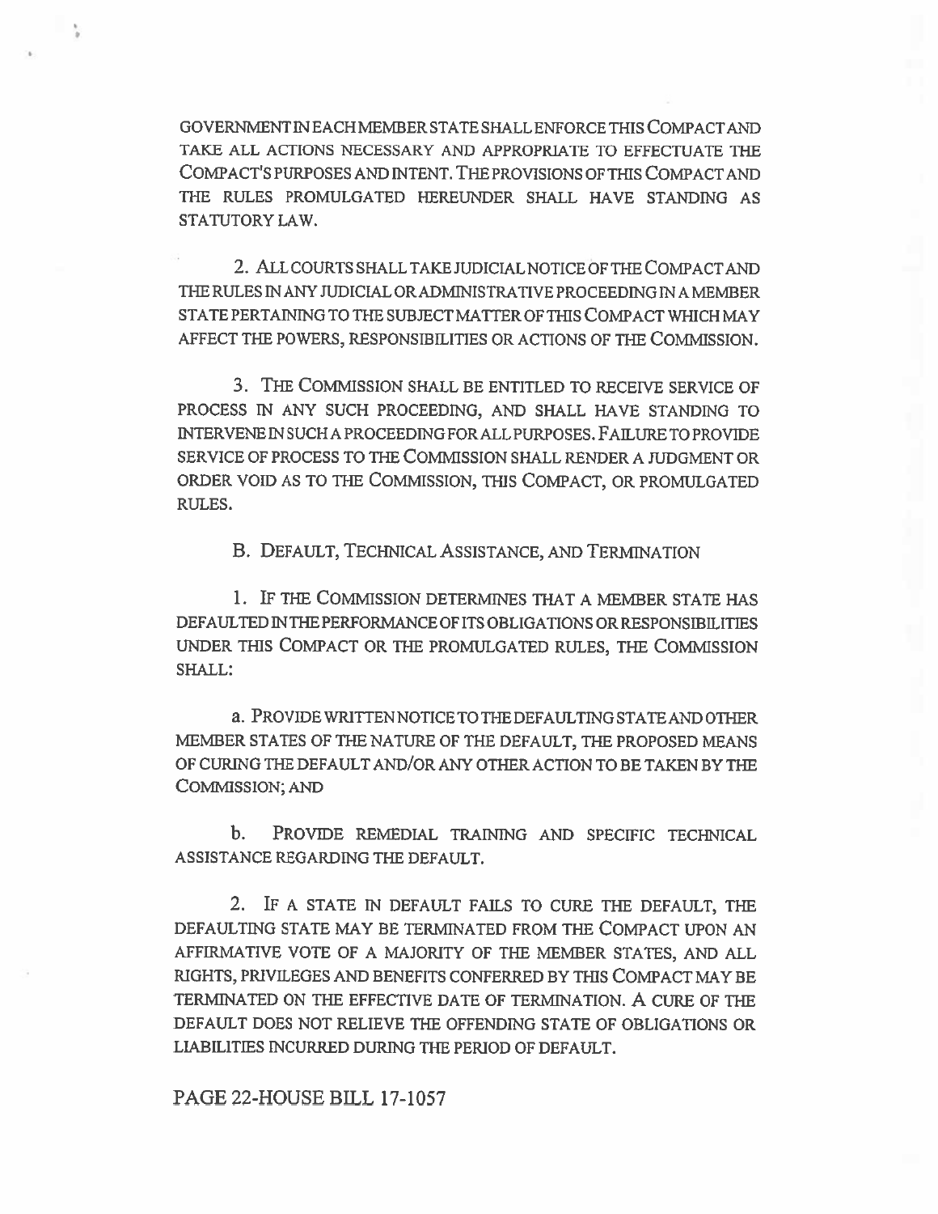GOVERNMENT IN EACH MEMBER STATE SHALL ENFORCE THIS COMPACT AND TAKE ALL ACTIONS NECESSARY AND APPROPRIATE TO EFFECTUATE THE COMPACT'S PURPOSES AND INTENT. THE PROVISIONS OF THIS COMPACT AND THE RULES PROMULGATED HEREUNDER SHALL HAVE STANDING AS STATUTORY LAW.

2. ALL COURTS SHALL TAKE JUDICIAL NOTICE OF THE COMPACT AND THE RULES IN ANY JUDICIAL OR ADMINISTRATIVE PROCEEDING IN A MEMBER STATE PERTAINING TO THE SUBJECT MATTER OF THIS COMPACT WHICH MAY AFFECT THE POWERS, RESPONSIBILITIES OR ACTIONS OF THE COMMISSION.

3. THE COMMISSION SHALL BE ENTITLED TO RECEIVE SERVICE OF PROCESS IN ANY SUCH PROCEEDING, AND SHALL HAVE STANDING TO INTERVENE IN SUCH A PROCEEDING FOR ALL PURPOSES. FAILURE TO PROVIDE SERVICE OF PROCESS TO THE COMMISSION SHALL RENDER A JUDGMENT OR ORDER VOID AS TO THE COMMISSION, THIS COMPACT, OR PROMULGATED RULES.

B. DEFAULT, TECHNICAL ASSISTANCE, AND TERMINATION

1. IF THE COMMISSION DETERMINES THAT A MEMBER STATE HAS DEFAULTED IN THE PERFORMANCE OF ITS OBLIGATIONS OR RESPONSIBILITIES UNDER THIS COMPACT OR THE PROMULGATED RULES, THE COMMISSION SHALL:

a. PROVIDE WRITTEN NOTICE TO THE DEFAULTING STATE AND OTHER MEMBER STATES OF THE NATURE OF THE DEFAULT, THE PROPOSED MEANS OF CURING THE DEFAULT AND/OR ANY OTHER ACTION TO BE TAKEN BY THE COMMISSION; AND

b. PROVIDE REMEDIAL TRAINING AND SPECIFIC TECHNICAL ASSISTANCE REGARDING THE DEFAULT.

2. IF A STATE IN DEFAULT FAILS TO CURE THE DEFAULT, THE DEFAULTING STATE MAY BE TERMINATED FROM THE COMPACT UPON AN AFFIRMATIVE VOTE OF A MAJORITY OF THE MEMBER STATES, AND ALL RIGHTS, PRIVILEGES AND BENEFITS CONFERRED BY THIS COMPACT MAY BE TERMINATED ON THE EFFECTIVE DATE OF TERMINATION. A CURE OF THE DEFAULT DOES NOT RELIEVE THE OFFENDING STATE OF OBLIGATIONS OR LIABILITIES INCURRED DURING THE PERIOD OF DEFAULT.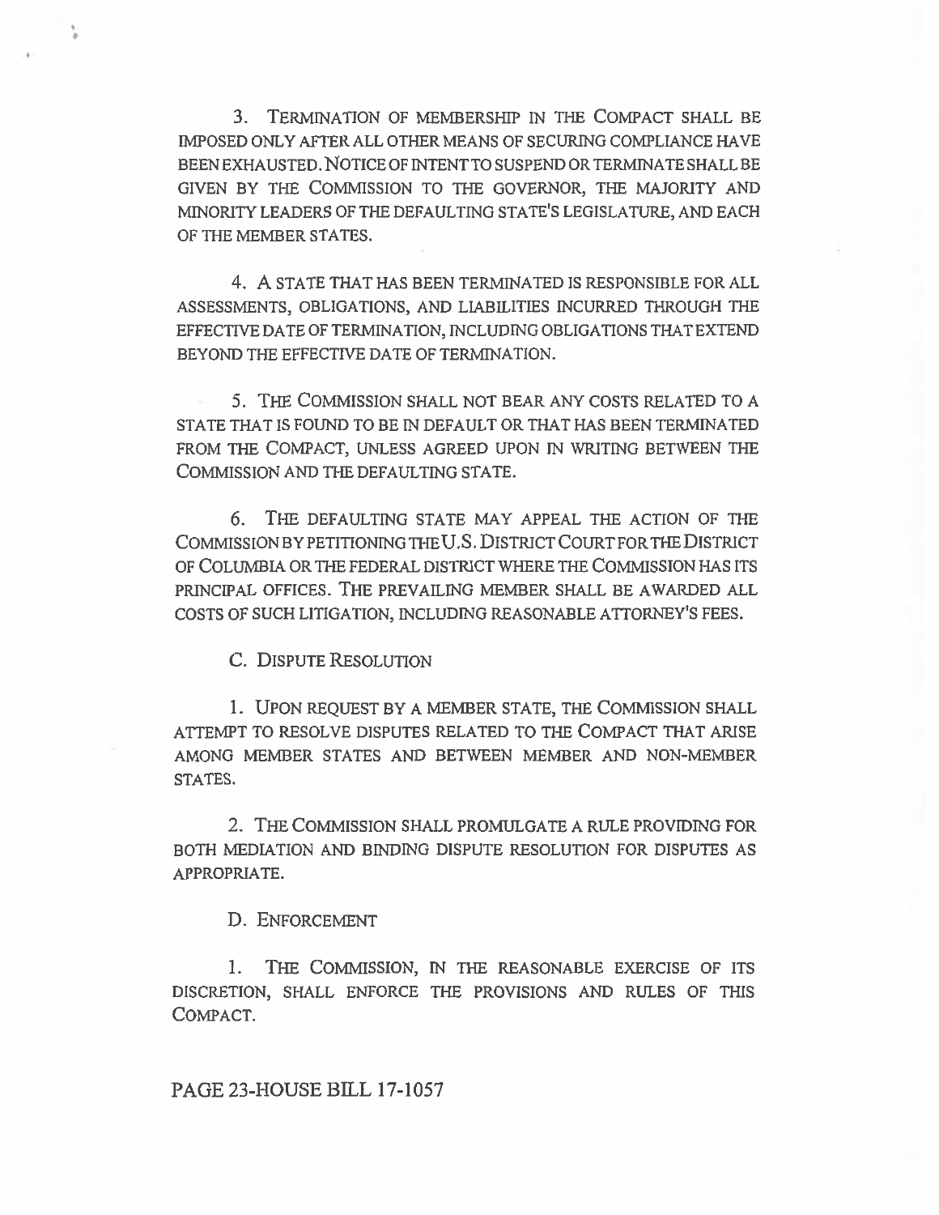3. TERMINATION OF MEMBERSHIP IN THE COMPACT SHALL BE IMPOSED ONLY AFTER ALL OTHER MEANS OF SECURING COMPLIANCE HAVE BEEN EXHAUSTED. NOTICE OF INTENT TO SUSPEND OR TERMINATE SHALL BE GIVEN BY THE COMMISSION TO THE GOVERNOR, THE MAJORITY AND MINORITY LEADERS OF THE DEFAULTING STATE'S LEGISLATURE, AND EACH OF THE MEMBER STATES.

4. A STATE THAT HAS BEEN TERMINATED IS RESPONSIBLE FOR ALL ASSESSMENTS, OBLIGATIONS, AND LIABILITIES INCURRED THROUGH THE EFFECTIVE DATE OF TERMINATION, INCLUDING OBLIGATIONS THAT EXTEND BEYOND THE EFFECTIVE DATE OF TERMINATION.

5. THE COMMISSION SHALL NOT BEAR ANY COSTS RELATED TO A STATE THAT IS FOUND TO BE IN DEFAULT OR THAT HAS BEEN TERMINATED FROM THE COMPACT, UNLESS AGREED UPON IN WRITING BETWEEN THE COMMISSION AND THE DEFAULTING STATE.

6. THE DEFAULTING STATE MAY APPEAL THE ACTION OF THE COMMISSION BY PETITIONING THE U.S. DISTRICT COURT FOR THE DISTRICT OF COLUMBIA OR THE FEDERAL DISTRICT WHERE THE COMMISSION HAS ITS PRINCIPAL OFFICES. THE PREVAILING MEMBER SHALL BE AWARDED ALL COSTS OF SUCH LITIGATION, INCLUDING REASONABLE ATTORNEY'S FEES.

C. DISPUTE RESOLUTION

1. UPON REQUEST BY A MEMBER STATE, THE COMMISSION SHALL ATTEMPT TO RESOLVE DISPUTES RELATED TO THE COMPACT THAT ARISE AMONG MEMBER STATES AND BETWEEN MEMBER AND NON-MEMBER STATES.

2. THE COMMISSION SHALL PROMULGATE A RULE PROVIDING FOR BOTH MEDIATION AND BINDING DISPUTE RESOLUTION FOR DISPUTES AS APPROPRIATE.

D. ENFORCEMENT

1. THE COMMISSION, IN THE REASONABLE EXERCISE OF ITS DISCRETION, SHALL ENFORCE THE PROVISIONS AND RULES OF THIS COMPACT.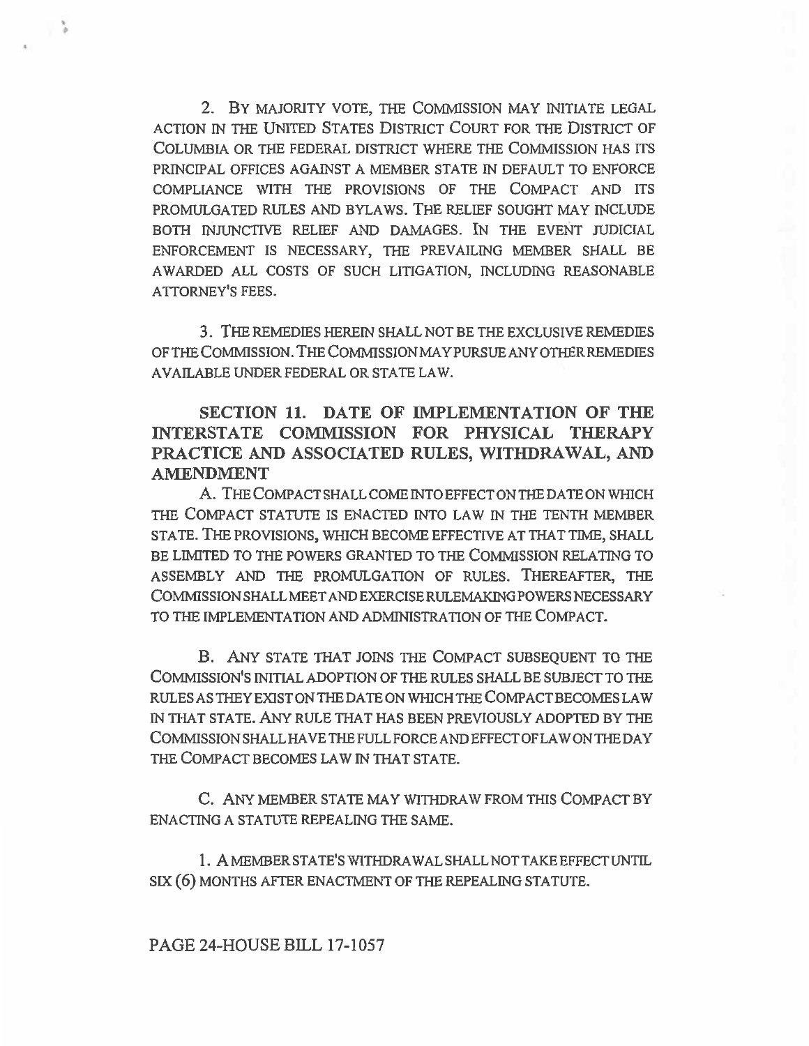2. BY MAJORITY VOTE, THE COMMISSION MAY INITIATE LEGAL ACTION IN THE UNITED STATES DISTRICT COURT FOR THE DISTRICT OF COLUMBIA OR THE FEDERAL DISTRICT WHERE THE COMMISSION HAS ITS PRINCIPAL OFFICES AGAINST A MEMBER STATE IN DEFAULT TO ENFORCE COMPLIANCE WITH THE PROVISIONS OF THE COMPACT AND ITS PROMULGATED RULES AND BYLAWS. THE RELIEF SOUGHT MAY INCLUDE BOTH INJUNCTIVE RELIEF AND DAMAGES. IN THE EVENT JUDICIAL ENFORCEMENT IS NECESSARY, THE PREVAILING MEMBER SHALL BE AWARDED ALL COSTS OF SUCH LITIGATION, INCLUDING REASONABLE ATTORNEY'S FEES.

3. THE REMEDIES HEREIN SHALL NOT BE THE EXCLUSIVE REMEDIES OF THE COMMISSION. THE COMMISSION MAY PURSUE ANY OTHER REMEDIES AVAILABLE UNDER FEDERAL OR STATE LAW.

## SECTION 11. DATE OF IMPLEMENTATION OF THE INTERSTATE COMMISSION FOR PHYSICAL THERAPY PRACTICE AND ASSOCIATED RULES, WITHDRAWAL, AND AMENDMENT

A. THE COMPACT SHALL COME INTO EFFECT ON THE DATE ON WHICH THE COMPACT STATUTE IS ENACTED INTO LAW IN THE TENTH MEMBER STATE. THE PROVISIONS, WHICH BECOME EFFECTIVE AT THAT TIME, SHALL BE LIMITED TO THE POWERS GRANTED TO THE COMMISSION RELATING TO ASSEMBLY AND THE PROMULGATION OF RULES. THEREAFTER, THE COMMISSION SHALL MEET AND EXERCISE RULEMAKING POWERS NECESSARY TO THE IMPLEMENTATION AND ADMINISTRATION OF THE COMPACT.

B. ANY STATE THAT JOINS THE COMPACT SUBSEQUENT TO THE COMMISSION'S INITIAL ADOPTION OF THE RULES SHALL BE SUBJECT TO THE RULES AS THEY EXIST ON THE DATE ON WHICH THE COMPACT BECOMES LAW IN THAT STATE. ANY RULE THAT HAS BEEN PREVIOUSLY ADOPTED BY THE COMMISSION SHALL HAVE THE FULL FORCE AND EFFECT OF LAW ON THE DAY THE COMPACT BECOMES LAW IN THAT STATE.

C. ANY MEMBER STATE MAY WITHDRAW FROM THIS COMPACT BY ENACTING A STATUTE REPEALING THE SAME.

1. A MEMBER STATE'S WITHDRAWAL SHALL NOT TAKE EFFECT UNTIL SIX (6) MONTHS AFTER ENACTMENT OF THE REPEALING STATUTE.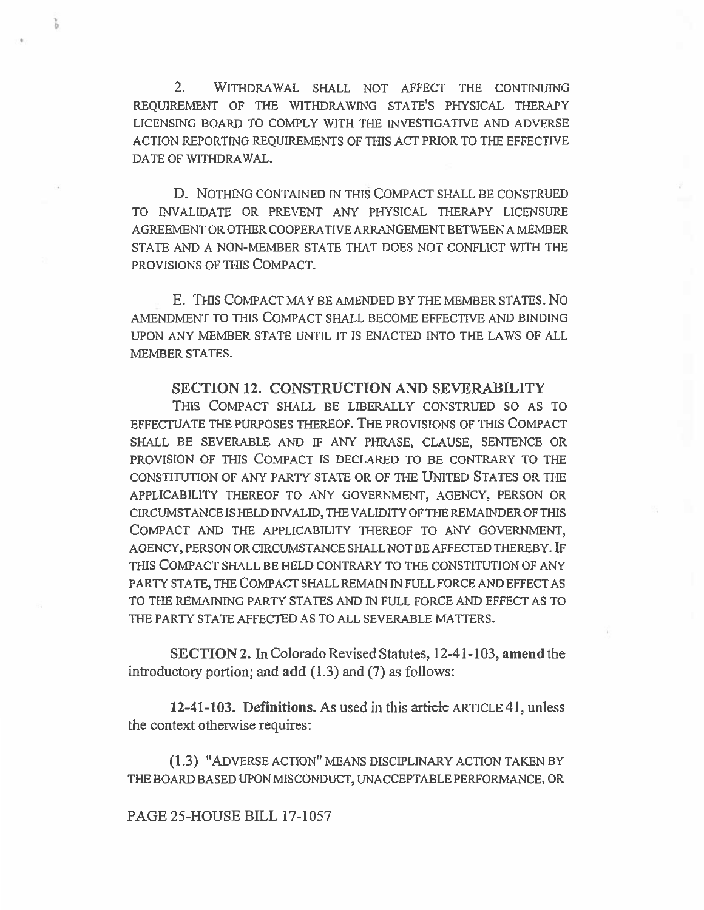2. WITHDRAWAL SHALL NOT AFFECT THE CONTINUING REQUIREMENT OF THE WITHDRAWING STATE'S PHYSICAL THERAPY LICENSING BOARD TO COMPLY WITH THE INVESTIGATIVE AND ADVERSE ACTION REPORTING REQUIREMENTS OF THIS ACT PRIOR TO THE EFFECTIVE DATE OF WITHDRAWAL.

D. NOTHING CONTAINED IN THIS COMPACT SHALL BE CONSTRUED TO INVALIDATE OR PREVENT ANY PHYSICAL THERAPY LICENSURE AGREEMENT OR OTHER COOPERATIVE ARRANGEMENT BETWEEN A MEMBER STATE AND A NON-MEMBER STATE THAT DOES NOT CONFLICT WITH THE PROVISIONS OF THIS COMPACT.

E. THIS COMPACT MAY BE AMENDED BY THE MEMBER STATES. NO AMENDMENT TO THIS COMPACT SHALL BECOME EFFECTIVE AND BINDING UPON ANY MEMBER STATE UNTIL IT IS ENACTED INTO THE LAWS OF ALL MEMBER STATES.

**SECTION 12. CONSTRUCTION AND SEVERABILITY**

THIS COMPACT SHALL BE LIBERALLY CONSTRUED SO AS TO EFFECTUATE THE PURPOSES THEREOF. THE PROVISIONS OF THIS COMPACT SHALL BE SEVERABLE AND IF ANY PHRASE, CLAUSE, SENTENCE OR PROVISION OF THIS COMPACT IS DECLARED TO BE CONTRARY TO THE CONSTITUTION OF ANY PARTY STATE OR OF THE UNITED STATES OR THE APPLICABILITY THEREOF TO ANY GOVERNMENT, AGENCY, PERSON OR CIRCUMSTANCE IS HELD INVALID, THE VALIDITY OF THE REMAINDER OF THIS COMPACT AND THE APPLICABILITY THEREOF TO ANY GOVERNMENT, AGENCY, PERSON OR CIRCUMSTANCE SHALL NOT BE AFFECTED THEREBY. IF THIS COMPACT SHALL BE HELD CONTRARY TO THE CONSTITUTION OF ANY PARTY STATE, THE COMPACT SHALL REMAIN IN FULL FORCE AND EFFECT AS TO THE REMAINING PARTY STATES AND IN FULL FORCE AND EFFECT AS TO THE PARTY STATE AFFECTED AS TO ALL SEVERABLE MATTERS.

**SECTION 2.** In Colorado Revised Statutes, 12-41-103, **amend** the introductory portion; and **add** (1.3) and (7) as follows:

**12-41-103. Definitions.** As used in this ~~article~~ ARTICLE 41, unless the context otherwise requires:

(1.3) "ADVERSE ACTION" MEANS DISCIPLINARY ACTION TAKEN BY THE BOARD BASED UPON MISCONDUCT, UNACCEPTABLE PERFORMANCE, OR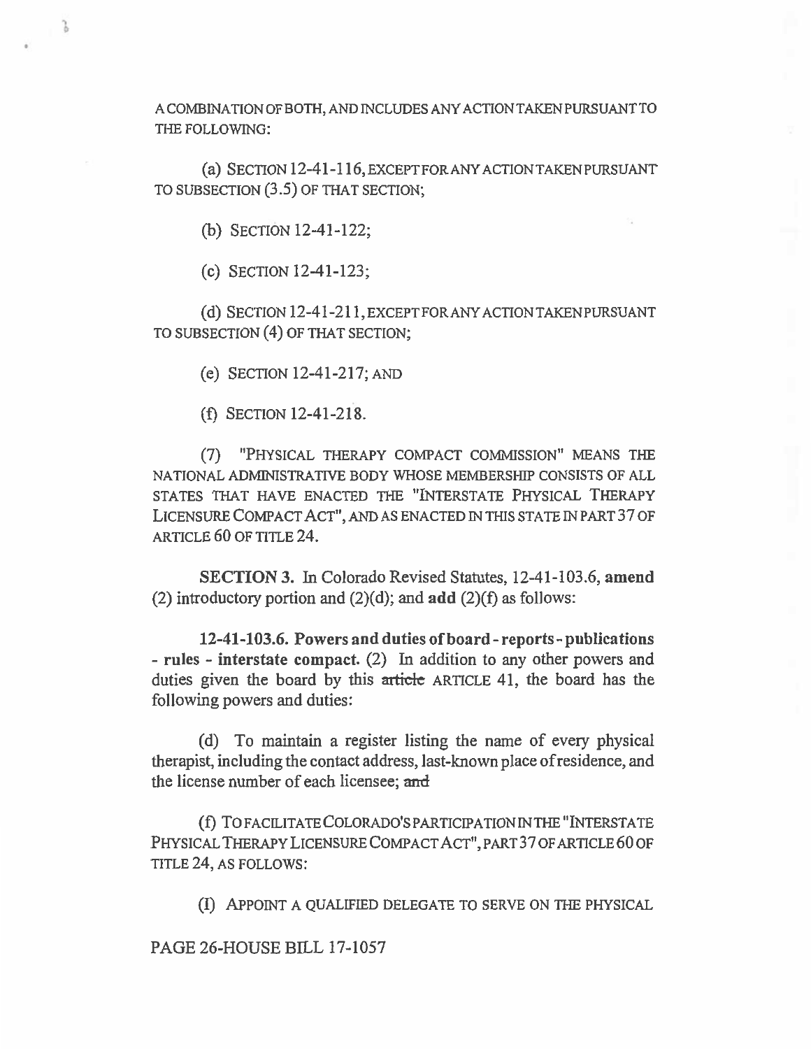A COMBINATION OF BOTH, AND INCLUDES ANY ACTION TAKEN PURSUANT TO THE FOLLOWING:

(a) SECTION 12-41-116, EXCEPT FOR ANY ACTION TAKEN PURSUANT TO SUBSECTION (3.5) OF THAT SECTION;

(b) SECTION 12-41-122;

(c) SECTION 12-41-123;

(d) SECTION 12-41-211, EXCEPT FOR ANY ACTION TAKEN PURSUANT TO SUBSECTION (4) OF THAT SECTION;

(e) SECTION 12-41-217; AND

(f) SECTION 12-41-218.

(7) "PHYSICAL THERAPY COMPACT COMMISSION" MEANS THE NATIONAL ADMINISTRATIVE BODY WHOSE MEMBERSHIP CONSISTS OF ALL STATES THAT HAVE ENACTED THE "INTERSTATE PHYSICAL THERAPY LICENSURE COMPACT ACT", AND AS ENACTED IN THIS STATE IN PART 37 OF ARTICLE 60 OF TITLE 24.

**SECTION 3.** In Colorado Revised Statutes, 12-41-103.6, **amend** (2) introductory portion and (2)(d); and **add** (2)(f) as follows:

**12-41-103.6. Powers and duties of board - reports - publications - rules - interstate compact.** (2) In addition to any other powers and duties given the board by this ~~article~~ ARTICLE 41, the board has the following powers and duties:

(d) To maintain a register listing the name of every physical therapist, including the contact address, last-known place of residence, and the license number of each licensee; ~~and~~

(f) TO FACILITATE COLORADO'S PARTICIPATION IN THE "INTERSTATE PHYSICAL THERAPY LICENSURE COMPACT ACT", PART 37 OF ARTICLE 60 OF TITLE 24, AS FOLLOWS:

(I) APPOINT A QUALIFIED DELEGATE TO SERVE ON THE PHYSICAL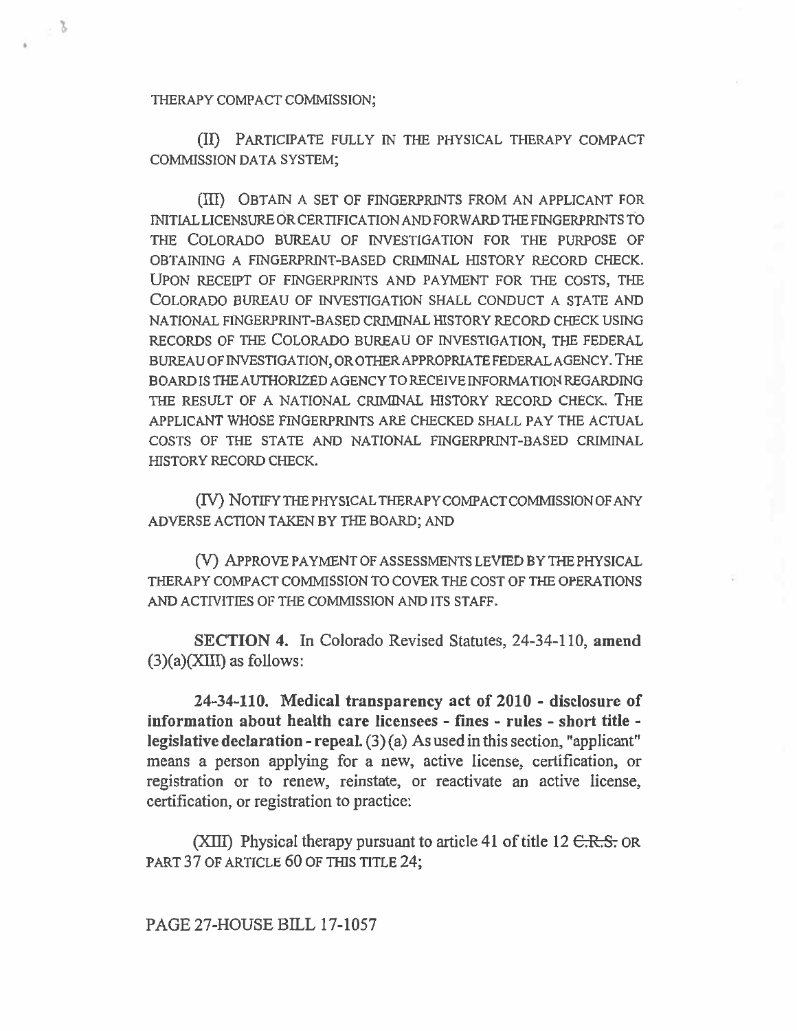THERAPY COMPACT COMMISSION;

(II) PARTICIPATE FULLY IN THE PHYSICAL THERAPY COMPACT COMMISSION DATA SYSTEM;

(III) OBTAIN A SET OF FINGERPRINTS FROM AN APPLICANT FOR INITIAL LICENSURE OR CERTIFICATION AND FORWARD THE FINGERPRINTS TO THE COLORADO BUREAU OF INVESTIGATION FOR THE PURPOSE OF OBTAINING A FINGERPRINT-BASED CRIMINAL HISTORY RECORD CHECK. UPON RECEIPT OF FINGERPRINTS AND PAYMENT FOR THE COSTS, THE COLORADO BUREAU OF INVESTIGATION SHALL CONDUCT A STATE AND NATIONAL FINGERPRINT-BASED CRIMINAL HISTORY RECORD CHECK USING RECORDS OF THE COLORADO BUREAU OF INVESTIGATION, THE FEDERAL BUREAU OF INVESTIGATION, OR OTHER APPROPRIATE FEDERAL AGENCY. THE BOARD IS THE AUTHORIZED AGENCY TO RECEIVE INFORMATION REGARDING THE RESULT OF A NATIONAL CRIMINAL HISTORY RECORD CHECK. THE APPLICANT WHOSE FINGERPRINTS ARE CHECKED SHALL PAY THE ACTUAL COSTS OF THE STATE AND NATIONAL FINGERPRINT-BASED CRIMINAL HISTORY RECORD CHECK.

(IV) NOTIFY THE PHYSICAL THERAPY COMPACT COMMISSION OF ANY ADVERSE ACTION TAKEN BY THE BOARD; AND

(V) APPROVE PAYMENT OF ASSESSMENTS LEVIED BY THE PHYSICAL THERAPY COMPACT COMMISSION TO COVER THE COST OF THE OPERATIONS AND ACTIVITIES OF THE COMMISSION AND ITS STAFF.

**SECTION 4.** In Colorado Revised Statutes, 24-34-110, **amend** (3)(a)(XIII) as follows:

**24-34-110. Medical transparency act of 2010 - disclosure of information about health care licensees - fines - rules - short title - legislative declaration - repeal.** (3) (a) As used in this section, "applicant" means a person applying for a new, active license, certification, or registration or to renew, reinstate, or reactivate an active license, certification, or registration to practice:

(XIII) Physical therapy pursuant to article 41 of title 12 ~~C.R.S.~~ OR PART 37 OF ARTICLE 60 OF THIS TITLE 24;

PAGE 27-HOUSE BILL 17-1057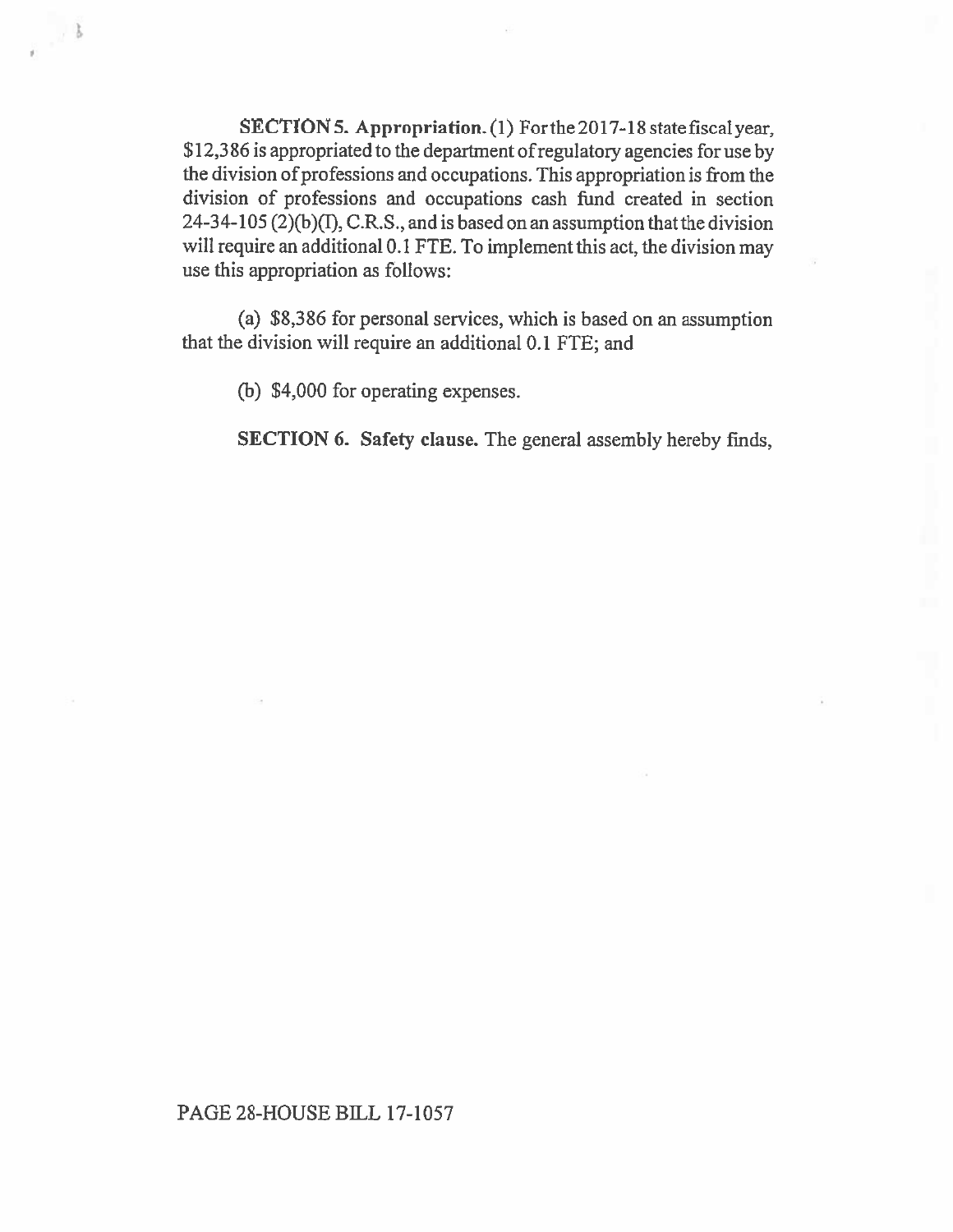**SECTION 5. Appropriation.** (1) For the 2017-18 state fiscal year, $12,386 is appropriated to the department of regulatory agencies for use by the division of professions and occupations. This appropriation is from the division of professions and occupations cash fund created in section 24-34-105 (2)(b)(I), C.R.S., and is based on an assumption that the division will require an additional 0.1 FTE. To implement this act, the division may use this appropriation as follows:

(a) $8,386 for personal services, which is based on an assumption that the division will require an additional 0.1 FTE; and

(b) $4,000 for operating expenses.

**SECTION 6. Safety clause.** The general assembly hereby finds,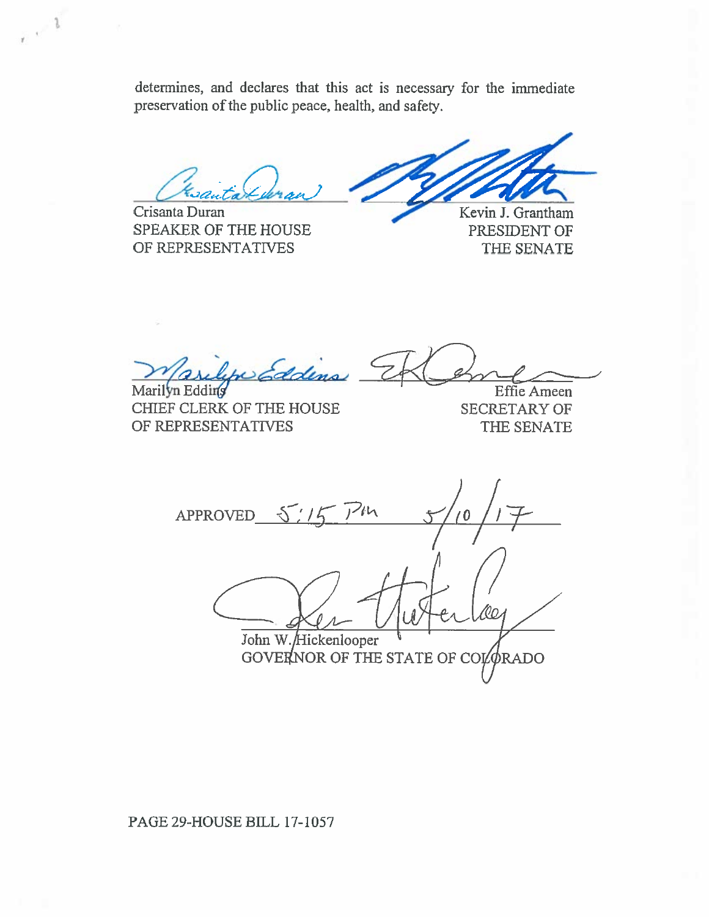determines, and declares that this act is necessary for the immediate preservation of the public peace, health, and safety.

Crisanta Duran
SPEAKER OF THE HOUSE
OF REPRESENTATIVES

Kevin J. Grantham
PRESIDENT OF
THE SENATE

Marilyn Eddins
CHIEF CLERK OF THE HOUSE
OF REPRESENTATIVES

Effie Ameen
SECRETARY OF
THE SENATE

APPROVED 5:15 PM 5/10/17

John W. Hickenlooper
GOVERNOR OF THE STATE OF COLORADO

PAGE 29-HOUSE BILL 17-1057